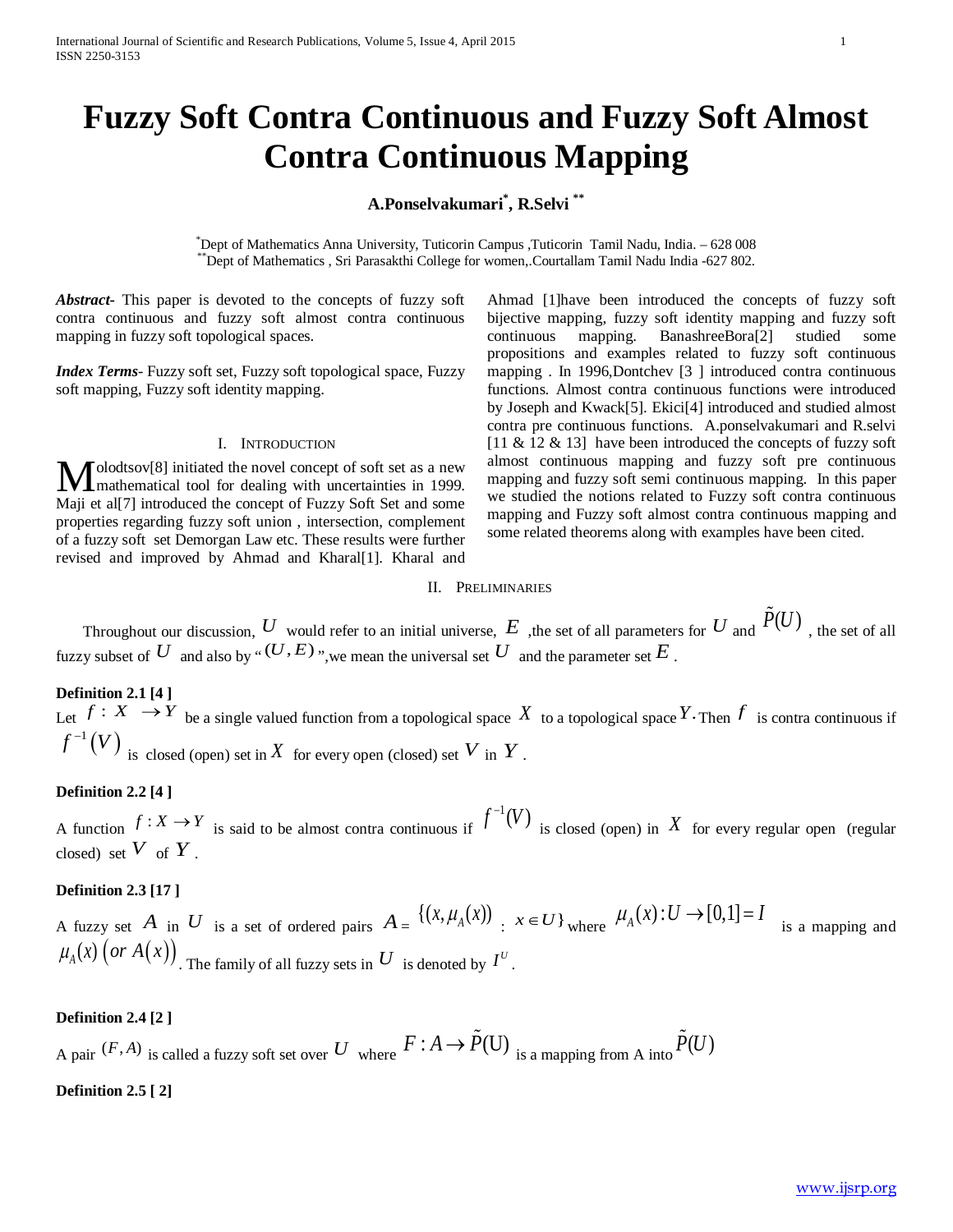# Fuzzy Soft Contra Continuous and Fuzzy Soft Almost Contra Continuous Mapping

**A.Ponselvakumari[*], R.Selvi [**]**

[*]Dept of Mathematics Anna University, Tuticorin Campus ,Tuticorin Tamil Nadu, India. – 628 008
[**]Dept of Mathematics , Sri Parasakthi College for women,.Courtallam Tamil Nadu India -627 802.

***Abstract-*** This paper is devoted to the concepts of fuzzy soft contra continuous and fuzzy soft almost contra continuous mapping in fuzzy soft topological spaces.

***Index Terms-*** Fuzzy soft set, Fuzzy soft topological space, Fuzzy soft mapping, Fuzzy soft identity mapping.

## I. Introduction

Molodtsov[8] initiated the novel concept of soft set as a new mathematical tool for dealing with uncertainties in 1999. Maji et al[7] introduced the concept of Fuzzy Soft Set and some properties regarding fuzzy soft union , intersection, complement of a fuzzy soft set Demorgan Law etc. These results were further revised and improved by Ahmad and Kharal[1]. Kharal and Ahmad [1]have been introduced the concepts of fuzzy soft bijective mapping, fuzzy soft identity mapping and fuzzy soft continuous mapping. BanashreeBora[2] studied some propositions and examples related to fuzzy soft continuous mapping . In 1996,Dontchev [3 ] introduced contra continuous functions. Almost contra continuous functions were introduced by Joseph and Kwack[5]. Ekici[4] introduced and studied almost contra pre continuous functions. A.ponselvakumari and R.selvi [11 & 12 & 13] have been introduced the concepts of fuzzy soft almost continuous mapping and fuzzy soft pre continuous mapping and fuzzy soft semi continuous mapping. In this paper we studied the notions related to Fuzzy soft contra continuous mapping and Fuzzy soft almost contra continuous mapping and some related theorems along with examples have been cited.

## II. Preliminaries

Throughout our discussion, $U$ would refer to an initial universe, $E$ ,the set of all parameters for $U$ and $\tilde{P}(U)$ , the set of all fuzzy subset of $U$ and also by " $(U,E)$ ",we mean the universal set $U$ and the parameter set $E$ .

**Definition 2.1 [4 ]**

Let $f : X \to Y$ be a single valued function from a topological space $X$ to a topological space $Y$. Then $f$ is contra continuous if $f^{-1}(V)$ is closed (open) set in $X$ for every open (closed) set $V$ in $Y$ .

**Definition 2.2 [4 ]**

A function $f : X \to Y$ is said to be almost contra continuous if $f^{-1}(V)$ is closed (open) in $X$ for every regular open (regular closed) set $V$ of $Y$ .

**Definition 2.3 [17 ]**

A fuzzy set $A$ in $U$ is a set of ordered pairs $A = \{(x, \mu_A(x))$ : $x \in U\}$ where $\mu_A(x) : U \to [0,1] = I$ is a mapping and $\mu_A(x)\ (or\ A(x))$. The family of all fuzzy sets in $U$ is denoted by $I^U$ .

**Definition 2.4 [2 ]**

A pair $(F, A)$ is called a fuzzy soft set over $U$ where $F : A \to \tilde{P}(\text{U})$ is a mapping from A into $\tilde{P}(U)$

**Definition 2.5 [ 2]**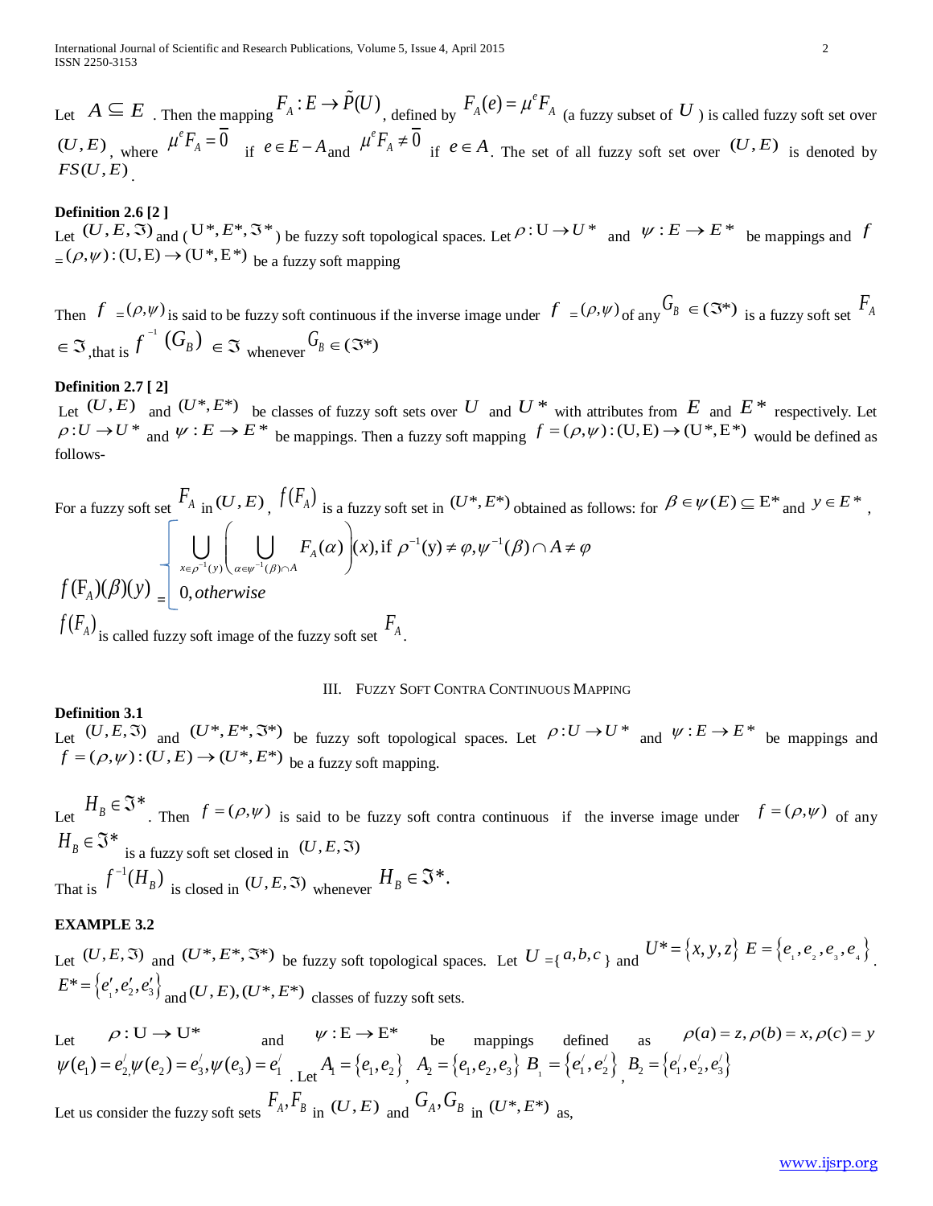Let $A \subseteq E$. Then the mapping $F_A : E \to \tilde{P}(U)$, defined by $F_A(e) = \mu^e F_A$ (a fuzzy subset of $U$) is called fuzzy soft set over $(U, E)$, where $\mu^e F_A = \overline{0}$ if $e \in E - A$ and $\mu^e F_A \neq \overline{0}$ if $e \in A$. The set of all fuzzy soft set over $(U, E)$ is denoted by $FS(U, E)$.

**Definition 2.6 [2]**

Let $(U, E, \Im)$ and $(U^*, E^*, \Im^*)$ be fuzzy soft topological spaces. Let $\rho : U \to U^*$ and $\psi : E \to E^*$ be mappings and $f = (\rho, \psi) : (U, E) \to (U^*, E^*)$ be a fuzzy soft mapping

Then $f = (\rho, \psi)$ is said to be fuzzy soft continuous if the inverse image under $f = (\rho, \psi)$ of any $G_B \in (\Im^*)$ is a fuzzy soft set $F_A \in \Im$, that is $f^{-1}(G_B) \in \Im$ whenever $G_B \in (\Im^*)$

**Definition 2.7 [2]**

Let $(U, E)$ and $(U^*, E^*)$ be classes of fuzzy soft sets over $U$ and $U^*$ with attributes from $E$ and $E^*$ respectively. Let $\rho : U \to U^*$ and $\psi : E \to E^*$ be mappings. Then a fuzzy soft mapping $f = (\rho, \psi) : (U, E) \to (U^*, E^*)$ would be defined as follows-

For a fuzzy soft set $F_A$ in $(U, E)$, $f(F_A)$ is a fuzzy soft set in $(U^*, E^*)$ obtained as follows: for $\beta \in \psi(E) \subseteq E^*$ and $y \in E^*$,

$$f(F_A)(\beta)(y) = \begin{cases} \displaystyle\bigcup_{x \in \rho^{-1}(y)} \left( \bigcup_{\alpha \in \psi^{-1}(\beta) \cap A} F_A(\alpha) \right)(x), \text{if } \rho^{-1}(y) \neq \varphi, \psi^{-1}(\beta) \cap A \neq \varphi \\ 0, \textit{otherwise} \end{cases}$$

$f(F_A)$ is called fuzzy soft image of the fuzzy soft set $F_A$.

## III. Fuzzy Soft Contra Continuous Mapping

**Definition 3.1**

Let $(U, E, \Im)$ and $(U^*, E^*, \Im^*)$ be fuzzy soft topological spaces. Let $\rho : U \to U^*$ and $\psi : E \to E^*$ be mappings and $f = (\rho, \psi) : (U, E) \to (U^*, E^*)$ be a fuzzy soft mapping.

Let $H_B \in \Im^*$. Then $f = (\rho, \psi)$ is said to be fuzzy soft contra continuous if the inverse image under $f = (\rho, \psi)$ of any $H_B \in \Im^*$ is a fuzzy soft set closed in $(U, E, \Im)$

That is $f^{-1}(H_B)$ is closed in $(U, E, \Im)$ whenever $H_B \in \Im^*$.

**EXAMPLE 3.2**

Let $(U, E, \Im)$ and $(U^*, E^*, \Im^*)$ be fuzzy soft topological spaces. Let $U = \{a, b, c\}$ and $U^* = \{x, y, z\}$ $E = \{e_1, e_2, e_3, e_4\}$. $E^* = \{e_1', e_2', e_3'\}$ and $(U, E), (U^*, E^*)$ classes of fuzzy soft sets.

Let $\rho : U \to U^*$ and $\psi : E \to E^*$ be mappings defined as $\rho(a) = z, \rho(b) = x, \rho(c) = y$ $\psi(e_1) = e_2', \psi(e_2) = e_3', \psi(e_3) = e_1'$. Let $A_1 = \{e_1, e_2\}$, $A_2 = \{e_1, e_2, e_3\}$ $B_1 = \{e_1', e_2'\}$, $B_2 = \{e_1', e_2', e_3'\}$

Let us consider the fuzzy soft sets $F_A, F_B$ in $(U, E)$ and $G_A, G_B$ in $(U^*, E^*)$ as,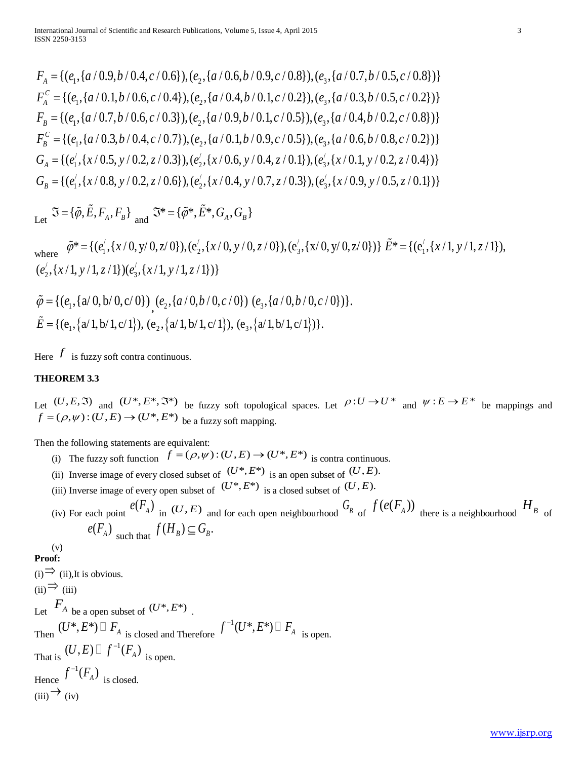$$F_A = \{(e_1, \{a/0.9, b/0.4, c/0.6\}), (e_2, \{a/0.6, b/0.9, c/0.8\}), (e_3, \{a/0.7, b/0.5, c/0.8\})\}$$
$$F_A^C = \{(e_1, \{a/0.1, b/0.6, c/0.4\}), (e_2, \{a/0.4, b/0.1, c/0.2\}), (e_3, \{a/0.3, b/0.5, c/0.2\})\}$$
$$F_B = \{(e_1, \{a/0.7, b/0.6, c/0.3\}), (e_2, \{a/0.9, b/0.1, c/0.5\}), (e_3, \{a/0.4, b/0.2, c/0.8\})\}$$
$$F_B^C = \{(e_1, \{a/0.3, b/0.4, c/0.7\}), (e_2, \{a/0.1, b/0.9, c/0.5\}), (e_3, \{a/0.6, b/0.8, c/0.2\})\}$$
$$G_A = \{(e_1^{/}, \{x/0.5, y/0.2, z/0.3\}), (e_2^{/}, \{x/0.6, y/0.4, z/0.1\}), (e_3^{/}, \{x/0.1, y/0.2, z/0.4\})\}$$
$$G_B = \{(e_1^{/}, \{x/0.8, y/0.2, z/0.6\}), (e_2^{/}, \{x/0.4, y/0.7, z/0.3\}), (e_3^{/}, \{x/0.9, y/0.5, z/0.1\})\}$$

Let $\Im = \{\tilde{\varphi}, \tilde{E}, F_A, F_B\}$ and $\Im^* = \{\tilde{\varphi}^*, \tilde{E}^*, G_A, G_B\}$

where $\tilde{\varphi}^* = \{(e_1^{/}, \{x/0, y/0, z/0\}), (e_2^{/}, \{x/0, y/0, z/0\}), (e_3^{/}, \{x/0, y/0, z/0\})\}$ $\tilde{E}^* = \{(e_1^{/}, \{x/1, y/1, z/1\}),$ $(e_2^{/}, \{x/1, y/1, z/1\})(e_3^{/}, \{x/1, y/1, z/1\})\}$

$$\tilde{\varphi} = \{(e_1, \{a/0, b/0, c/0\}), (e_2, \{a/0, b/0, c/0\})\ (e_3, \{a/0, b/0, c/0\})\}.$$
$$\tilde{E} = \{(e_1, \{a/1, b/1, c/1\}), (e_2, \{a/1, b/1, c/1\}), (e_3, \{a/1, b/1, c/1\})\}.$$

Here $f$ is fuzzy soft contra continuous.

**THEOREM 3.3**

Let $(U, E, \Im)$ and $(U^*, E^*, \Im^*)$ be fuzzy soft topological spaces. Let $\rho : U \to U^*$ and $\psi : E \to E^*$ be mappings and $f = (\rho, \psi) : (U, E) \to (U^*, E^*)$ be a fuzzy soft mapping.

Then the following statements are equivalent:

(i) The fuzzy soft function $f = (\rho, \psi) : (U, E) \to (U^*, E^*)$ is contra continuous.

(ii) Inverse image of every closed subset of $(U^*, E^*)$ is an open subset of $(U, E)$.

(iii) Inverse image of every open subset of $(U^*, E^*)$ is a closed subset of $(U, E)$.

(iv) For each point $e(F_A)$ in $(U, E)$ and for each open neighbourhood $G_B$ of $f(e(F_A))$ there is a neighbourhood $H_B$ of $e(F_A)$ such that $f(H_B) \subseteq G_B$.

(v)

**Proof:**

(i)$\Rightarrow$ (ii),It is obvious.

(ii)$\Rightarrow$ (iii)

Let $F_A$ be a open subset of $(U^*, E^*)$ .

Then $(U^*, E^*) \square F_A$ is closed and Therefore $f^{-1}(U^*, E^*) \square F_A$ is open.

That is $(U, E) \square f^{-1}(F_A)$ is open.

Hence $f^{-1}(F_A)$ is closed.

(iii)$\rightarrow$ (iv)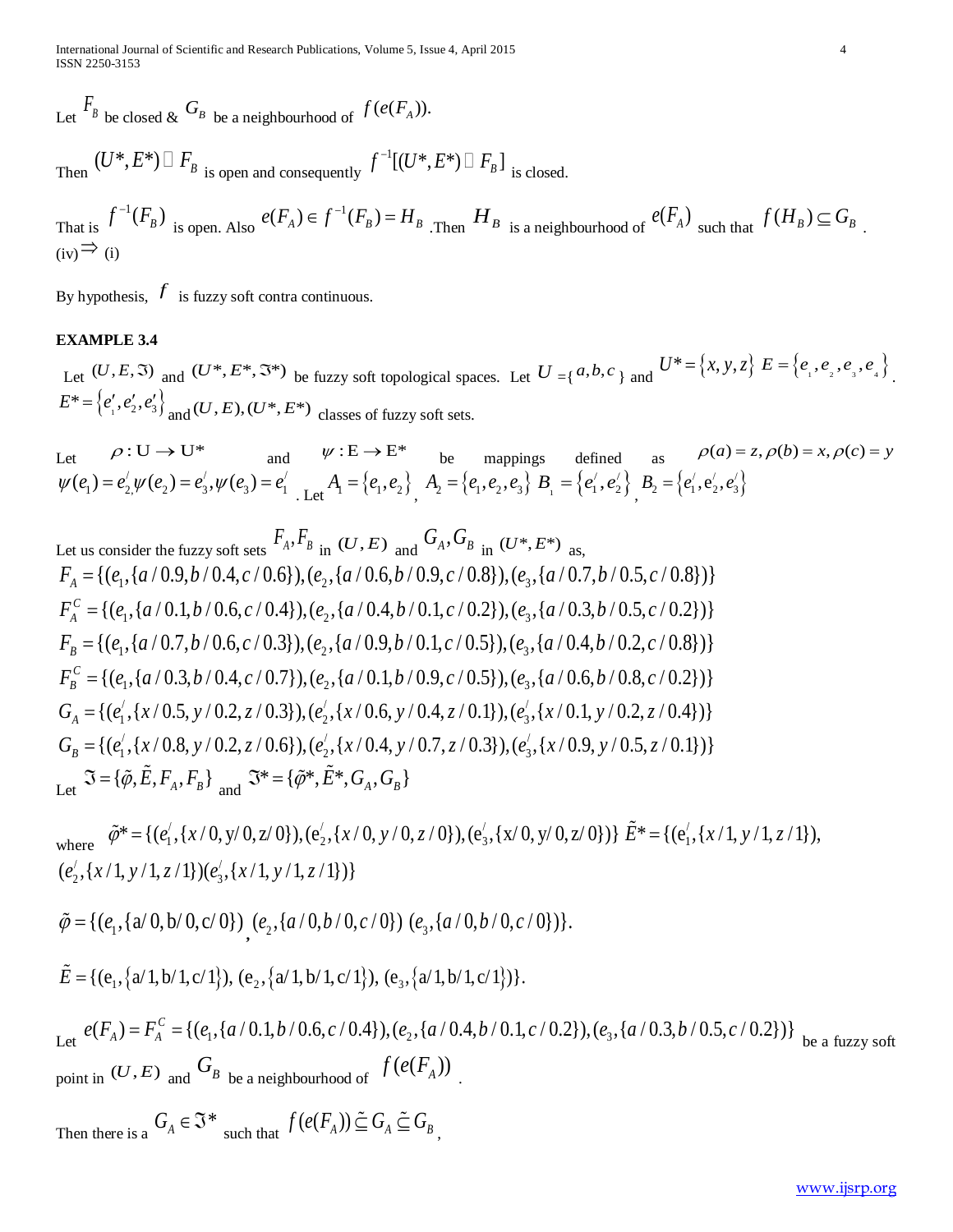Let $F_B$ be closed & $G_B$ be a neighbourhood of $f(e(F_A))$.

Then $(U^*, E^*) \square F_B$ is open and consequently $f^{-1}[(U^*, E^*) \square F_B]$ is closed.

That is $f^{-1}(F_B)$ is open. Also $e(F_A) \in f^{-1}(F_B) = H_B$ .Then $H_B$ is a neighbourhood of $e(F_A)$ such that $f(H_B) \subseteq G_B$ .

(iv)$\Rightarrow$ (i)

By hypothesis, $f$ is fuzzy soft contra continuous.

**EXAMPLE 3.4**

Let $(U, E, \Im)$ and $(U^*, E^*, \Im^*)$ be fuzzy soft topological spaces. Let $U = \{a, b, c\}$ and $U^* = \{x, y, z\}$ $E = \{e_1, e_2, e_3, e_4\}$. $E^* = \{e_1', e_2', e_3'\}$ and $(U, E), (U^*, E^*)$ classes of fuzzy soft sets.

Let $\rho : U \to U^*$ and $\psi : E \to E^*$ be mappings defined as $\rho(a) = z, \rho(b) = x, \rho(c) = y$ $\psi(e_1) = e_2', \psi(e_2) = e_3', \psi(e_3) = e_1'$ . Let $A_1 = \{e_1, e_2\}$, $A_2 = \{e_1, e_2, e_3\}$ $B_1 = \{e_1', e_2'\}$, $B_2 = \{e_1', e_2', e_3'\}$

Let us consider the fuzzy soft sets $F_A, F_B$ in $(U, E)$ and $G_A, G_B$ in $(U^*, E^*)$ as,

$$F_A = \{(e_1, \{a/0.9, b/0.4, c/0.6\}), (e_2, \{a/0.6, b/0.9, c/0.8\}), (e_3, \{a/0.7, b/0.5, c/0.8\})\}$$

$$F_A^C = \{(e_1, \{a/0.1, b/0.6, c/0.4\}), (e_2, \{a/0.4, b/0.1, c/0.2\}), (e_3, \{a/0.3, b/0.5, c/0.2\})\}$$

$$F_B = \{(e_1, \{a/0.7, b/0.6, c/0.3\}), (e_2, \{a/0.9, b/0.1, c/0.5\}), (e_3, \{a/0.4, b/0.2, c/0.8\})\}$$

$$F_B^C = \{(e_1, \{a/0.3, b/0.4, c/0.7\}), (e_2, \{a/0.1, b/0.9, c/0.5\}), (e_3, \{a/0.6, b/0.8, c/0.2\})\}$$

$$G_A = \{(e_1', \{x/0.5, y/0.2, z/0.3\}), (e_2', \{x/0.6, y/0.4, z/0.1\}), (e_3', \{x/0.1, y/0.2, z/0.4\})\}$$

$$G_B = \{(e_1', \{x/0.8, y/0.2, z/0.6\}), (e_2', \{x/0.4, y/0.7, z/0.3\}), (e_3', \{x/0.9, y/0.5, z/0.1\})\}$$

Let $\Im = \{\tilde{\varphi}, \tilde{E}, F_A, F_B\}$ and $\Im^* = \{\tilde{\varphi}^*, \tilde{E}^*, G_A, G_B\}$

where $\tilde{\varphi}^* = \{(e_1', \{x/0, y/0, z/0\}), (e_2', \{x/0, y/0, z/0\}), (e_3', \{x/0, y/0, z/0\})\}$ $\tilde{E}^* = \{(e_1', \{x/1, y/1, z/1\}), (e_2', \{x/1, y/1, z/1\})(e_3', \{x/1, y/1, z/1\})\}$

$$\tilde{\varphi} = \{(e_1, \{a/0, b/0, c/0\}), (e_2, \{a/0, b/0, c/0\}) (e_3, \{a/0, b/0, c/0\})\}.$$

$$\tilde{E} = \{(e_1, \{a/1, b/1, c/1\}), (e_2, \{a/1, b/1, c/1\}), (e_3, \{a/1, b/1, c/1\})\}.$$

Let $e(F_A) = F_A^C = \{(e_1, \{a/0.1, b/0.6, c/0.4\}), (e_2, \{a/0.4, b/0.1, c/0.2\}), (e_3, \{a/0.3, b/0.5, c/0.2\})\}$ be a fuzzy soft point in $(U, E)$ and $G_B$ be a neighbourhood of $f(e(F_A))$ .

Then there is a $G_A \in \Im^*$ such that $f(e(F_A)) \tilde{\subseteq} G_A \tilde{\subseteq} G_B$ ,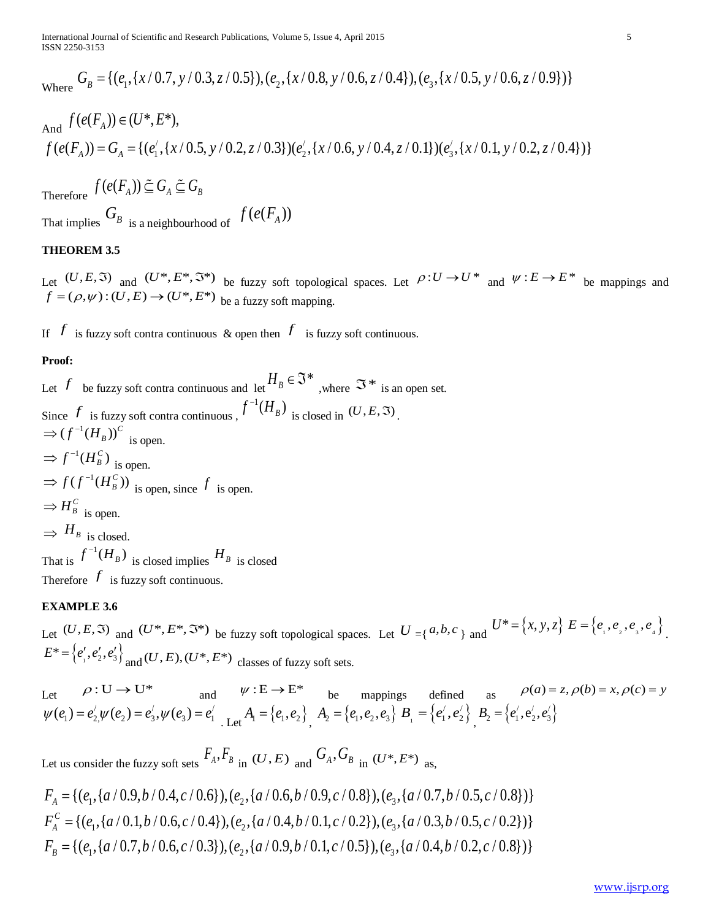Where $G_B = \{(e_1, \{x/0.7, y/0.3, z/0.5\}), (e_2, \{x/0.8, y/0.6, z/0.4\}), (e_3, \{x/0.5, y/0.6, z/0.9\})\}$

And $f(e(F_A)) \in (U^*, E^*)$,

$$f(e(F_A)) = G_A = \{(e_1^/, \{x/0.5, y/0.2, z/0.3\})(e_2^/, \{x/0.6, y/0.4, z/0.1\})(e_3^/, \{x/0.1, y/0.2, z/0.4\})\}$$

Therefore $f(e(F_A)) \tilde{\subseteq} G_A \tilde{\subseteq} G_B$

That implies $G_B$ is a neighbourhood of $f(e(F_A))$

**THEOREM 3.5**

Let $(U, E, \Im)$ and $(U^*, E^*, \Im^*)$ be fuzzy soft topological spaces. Let $\rho : U \to U^*$ and $\psi : E \to E^*$ be mappings and $f = (\rho, \psi) : (U, E) \to (U^*, E^*)$ be a fuzzy soft mapping.

If $f$ is fuzzy soft contra continuous & open then $f$ is fuzzy soft continuous.

**Proof:**

Let $f$ be fuzzy soft contra continuous and let $H_B \in \Im^*$ ,where $\Im^*$ is an open set.

Since $f$ is fuzzy soft contra continuous , $f^{-1}(H_B)$ is closed in $(U, E, \Im)$.

$\Rightarrow (f^{-1}(H_B))^C$ is open.

$\Rightarrow f^{-1}(H_B^C)$ is open.

$\Rightarrow f(f^{-1}(H_B^C))$ is open, since $f$ is open.

$\Rightarrow H_B^C$ is open.

$\Rightarrow H_B$ is closed.

That is $f^{-1}(H_B)$ is closed implies $H_B$ is closed

Therefore $f$ is fuzzy soft continuous.

**EXAMPLE 3.6**

Let $(U, E, \Im)$ and $(U^*, E^*, \Im^*)$ be fuzzy soft topological spaces. Let $U = \{a, b, c\}$ and $U^* = \{x, y, z\}$ $E = \{e_1, e_2, e_3, e_4\}$. $E^* = \{e_1', e_2', e_3'\}$ and $(U, E), (U^*, E^*)$ classes of fuzzy soft sets.

Let $\rho : U \to U^*$ and $\psi : E \to E^*$ be mappings defined as $\rho(a) = z, \rho(b) = x, \rho(c) = y$ $\psi(e_1) = e_2^/, \psi(e_2) = e_3^/, \psi(e_3) = e_1^/$. Let $A_1 = \{e_1, e_2\}$, $A_2 = \{e_1, e_2, e_3\}$ $B_1 = \{e_1^/, e_2^/\}$, $B_2 = \{e_1^/, e_2^/, e_3^/\}$

Let us consider the fuzzy soft sets $F_A, F_B$ in $(U, E)$ and $G_A, G_B$ in $(U^*, E^*)$ as,

$$F_A = \{(e_1, \{a/0.9, b/0.4, c/0.6\}), (e_2, \{a/0.6, b/0.9, c/0.8\}), (e_3, \{a/0.7, b/0.5, c/0.8\})\}$$
$$F_A^C = \{(e_1, \{a/0.1, b/0.6, c/0.4\}), (e_2, \{a/0.4, b/0.1, c/0.2\}), (e_3, \{a/0.3, b/0.5, c/0.2\})\}$$
$$F_B = \{(e_1, \{a/0.7, b/0.6, c/0.3\}), (e_2, \{a/0.9, b/0.1, c/0.5\}), (e_3, \{a/0.4, b/0.2, c/0.8\})\}$$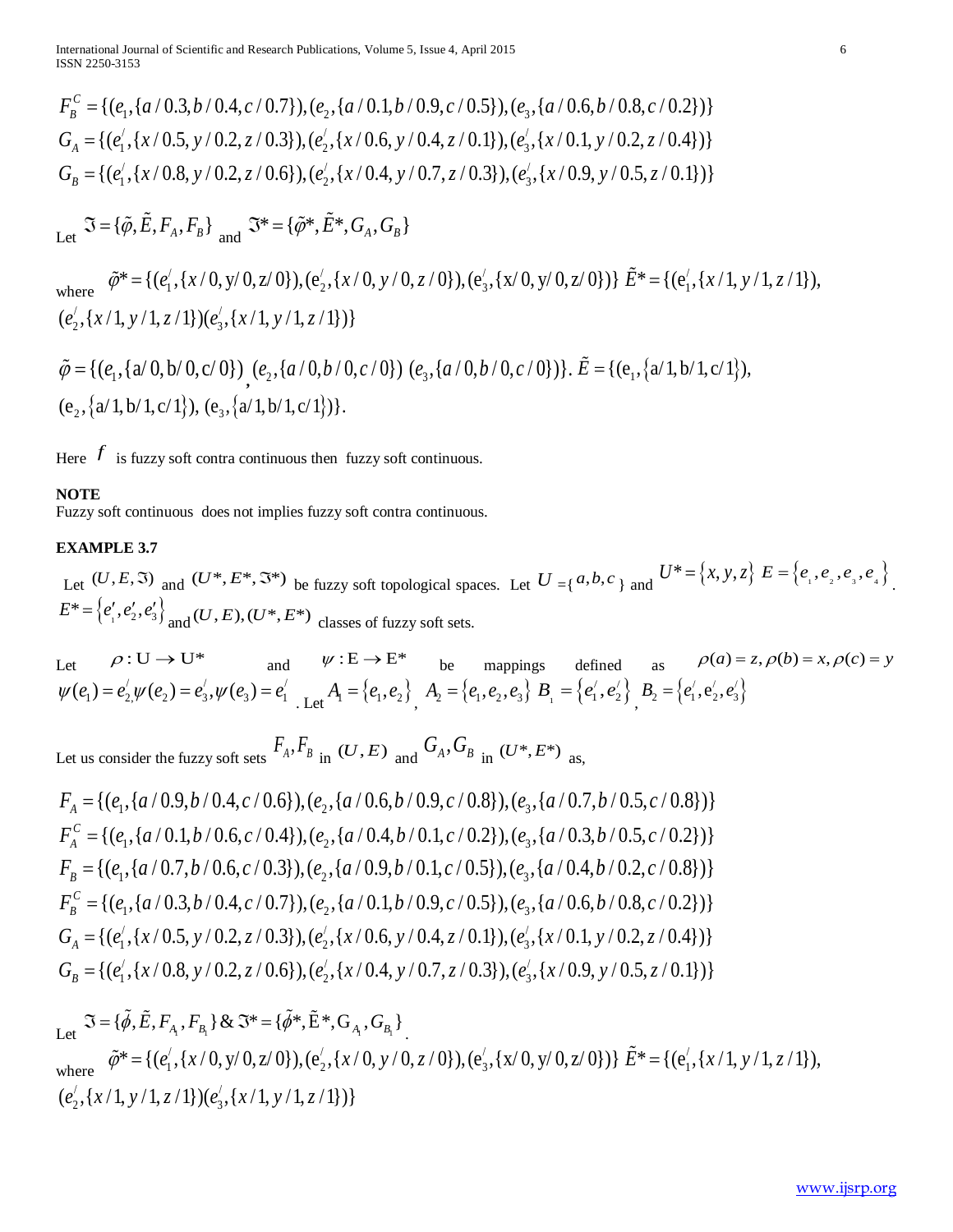$$F_B^C = \{(e_1, \{a/0.3, b/0.4, c/0.7\}), (e_2, \{a/0.1, b/0.9, c/0.5\}), (e_3, \{a/0.6, b/0.8, c/0.2\})\}$$
$$G_A = \{(e_1^/, \{x/0.5, y/0.2, z/0.3\}), (e_2^/, \{x/0.6, y/0.4, z/0.1\}), (e_3^/, \{x/0.1, y/0.2, z/0.4\})\}$$
$$G_B = \{(e_1^/, \{x/0.8, y/0.2, z/0.6\}), (e_2^/, \{x/0.4, y/0.7, z/0.3\}), (e_3^/, \{x/0.9, y/0.5, z/0.1\})\}$$

Let $\Im = \{\tilde{\varphi}, \tilde{E}, F_A, F_B\}$ and $\Im^* = \{\tilde{\varphi}^*, \tilde{E}^*, G_A, G_B\}$

where $\tilde{\varphi}^* = \{(e_1^/, \{x/0, y/0, z/0\}), (e_2^/, \{x/0, y/0, z/0\}), (e_3^/, \{x/0, y/0, z/0\})\}$ $\tilde{E}^* = \{(e_1^/, \{x/1, y/1, z/1\}),$ $(e_2^/, \{x/1, y/1, z/1\})(e_3^/, \{x/1, y/1, z/1\})\}$

$\tilde{\varphi} = \{(e_1, \{a/0, b/0, c/0\})_, (e_2, \{a/0, b/0, c/0\})\ (e_3, \{a/0, b/0, c/0\})\}$. $\tilde{E} = \{(e_1, \{a/1, b/1, c/1\}),$ $(e_2, \{a/1, b/1, c/1\}),\ (e_3, \{a/1, b/1, c/1\})\}$.

Here $f$ is fuzzy soft contra continuous then fuzzy soft continuous.

**NOTE**

Fuzzy soft continuous does not implies fuzzy soft contra continuous.

**EXAMPLE 3.7**

Let $(U, E, \Im)$ and $(U^*, E^*, \Im^*)$ be fuzzy soft topological spaces. Let $U = \{a, b, c\}$ and $U^* = \{x, y, z\}$ $E = \{e_1, e_2, e_3, e_4\}$. $E^* = \{e_1', e_2', e_3'\}$ and $(U, E), (U^*, E^*)$ classes of fuzzy soft sets.

Let $\rho : U \to U^*$ and $\psi : E \to E^*$ be mappings defined as $\rho(a) = z, \rho(b) = x, \rho(c) = y$ $\psi(e_1) = e_2^/, \psi(e_2) = e_3^/, \psi(e_3) = e_1^/$. Let $A_1 = \{e_1, e_2\}$, $A_2 = \{e_1, e_2, e_3\}$ $B_1 = \{e_1^/, e_2^/\}$, $B_2 = \{e_1^/, e_2^/, e_3^/\}$

Let us consider the fuzzy soft sets $F_A, F_B$ in $(U, E)$ and $G_A, G_B$ in $(U^*, E^*)$ as,

$$F_A = \{(e_1, \{a/0.9, b/0.4, c/0.6\}), (e_2, \{a/0.6, b/0.9, c/0.8\}), (e_3, \{a/0.7, b/0.5, c/0.8\})\}$$
$$F_A^C = \{(e_1, \{a/0.1, b/0.6, c/0.4\}), (e_2, \{a/0.4, b/0.1, c/0.2\}), (e_3, \{a/0.3, b/0.5, c/0.2\})\}$$
$$F_B = \{(e_1, \{a/0.7, b/0.6, c/0.3\}), (e_2, \{a/0.9, b/0.1, c/0.5\}), (e_3, \{a/0.4, b/0.2, c/0.8\})\}$$
$$F_B^C = \{(e_1, \{a/0.3, b/0.4, c/0.7\}), (e_2, \{a/0.1, b/0.9, c/0.5\}), (e_3, \{a/0.6, b/0.8, c/0.2\})\}$$
$$G_A = \{(e_1^/, \{x/0.5, y/0.2, z/0.3\}), (e_2^/, \{x/0.6, y/0.4, z/0.1\}), (e_3^/, \{x/0.1, y/0.2, z/0.4\})\}$$
$$G_B = \{(e_1^/, \{x/0.8, y/0.2, z/0.6\}), (e_2^/, \{x/0.4, y/0.7, z/0.3\}), (e_3^/, \{x/0.9, y/0.5, z/0.1\})\}$$

Let $\Im = \{\tilde{\phi}, \tilde{E}, F_{A_1}, F_{B_1}\}$ & $\Im^* = \{\tilde{\phi}^*, \tilde{E}^*, G_{A_1}, G_{B_1}\}$.

where $\tilde{\varphi}^* = \{(e_1^/, \{x/0, y/0, z/0\}), (e_2^/, \{x/0, y/0, z/0\}), (e_3^/, \{x/0, y/0, z/0\})\}$ $\tilde{E}^* = \{(e_1^/, \{x/1, y/1, z/1\}),$ $(e_2^/, \{x/1, y/1, z/1\})(e_3^/, \{x/1, y/1, z/1\})\}$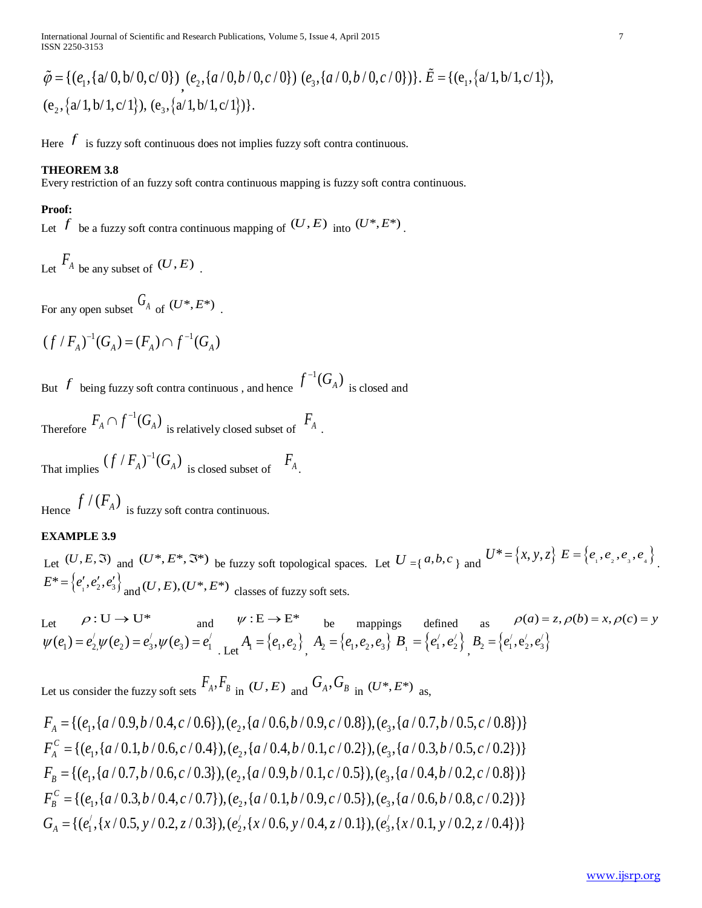$\tilde{\varphi} = \{(e_1, \{a/0, b/0, c/0\})$, $(e_2, \{a/0, b/0, c/0\})$ $(e_3, \{a/0, b/0, c/0\})\}$. $\tilde{E} = \{(e_1, \{a/1, b/1, c/1\}),$ $(e_2, \{a/1, b/1, c/1\})$, $(e_3, \{a/1, b/1, c/1\})\}$.

Here $f$ is fuzzy soft continuous does not implies fuzzy soft contra continuous.

**THEOREM 3.8**

Every restriction of an fuzzy soft contra continuous mapping is fuzzy soft contra continuous.

**Proof:**

Let $f$ be a fuzzy soft contra continuous mapping of $(U, E)$ into $(U^*, E^*)$.

Let $F_A$ be any subset of $(U, E)$.

For any open subset $G_A$ of $(U^*, E^*)$.

$$(f/F_A)^{-1}(G_A) = (F_A) \cap f^{-1}(G_A)$$

But $f$ being fuzzy soft contra continuous , and hence $f^{-1}(G_A)$ is closed and

Therefore $F_A \cap f^{-1}(G_A)$ is relatively closed subset of $F_A$.

That implies $(f/F_A)^{-1}(G_A)$ is closed subset of $F_A$.

Hence $f/(F_A)$ is fuzzy soft contra continuous.

**EXAMPLE 3.9**

Let $(U, E, \Im)$ and $(U^*, E^*, \Im^*)$ be fuzzy soft topological spaces. Let $U = \{a, b, c\}$ and $U^* = \{x, y, z\}$ $E = \{e_1, e_2, e_3, e_4\}$. $E^* = \{e_1', e_2', e_3'\}$ and $(U, E), (U^*, E^*)$ classes of fuzzy soft sets.

Let $\rho : U \to U^*$ and $\psi : E \to E^*$ be mappings defined as $\rho(a) = z, \rho(b) = x, \rho(c) = y$ $\psi(e_1) = e_2', \psi(e_2) = e_3', \psi(e_3) = e_1'$. Let $A_1 = \{e_1, e_2\}$, $A_2 = \{e_1, e_2, e_3\}$ $B_1 = \{e_1', e_2'\}$, $B_2 = \{e_1', e_2', e_3'\}$

Let us consider the fuzzy soft sets $F_A, F_B$ in $(U, E)$ and $G_A, G_B$ in $(U^*, E^*)$ as,

$$F_A = \{(e_1, \{a/0.9, b/0.4, c/0.6\}), (e_2, \{a/0.6, b/0.9, c/0.8\}), (e_3, \{a/0.7, b/0.5, c/0.8\})\}$$
$$F_A^C = \{(e_1, \{a/0.1, b/0.6, c/0.4\}), (e_2, \{a/0.4, b/0.1, c/0.2\}), (e_3, \{a/0.3, b/0.5, c/0.2\})\}$$
$$F_B = \{(e_1, \{a/0.7, b/0.6, c/0.3\}), (e_2, \{a/0.9, b/0.1, c/0.5\}), (e_3, \{a/0.4, b/0.2, c/0.8\})\}$$
$$F_B^C = \{(e_1, \{a/0.3, b/0.4, c/0.7\}), (e_2, \{a/0.1, b/0.9, c/0.5\}), (e_3, \{a/0.6, b/0.8, c/0.2\})\}$$
$$G_A = \{(e_1', \{x/0.5, y/0.2, z/0.3\}), (e_2', \{x/0.6, y/0.4, z/0.1\}), (e_3', \{x/0.1, y/0.2, z/0.4\})\}$$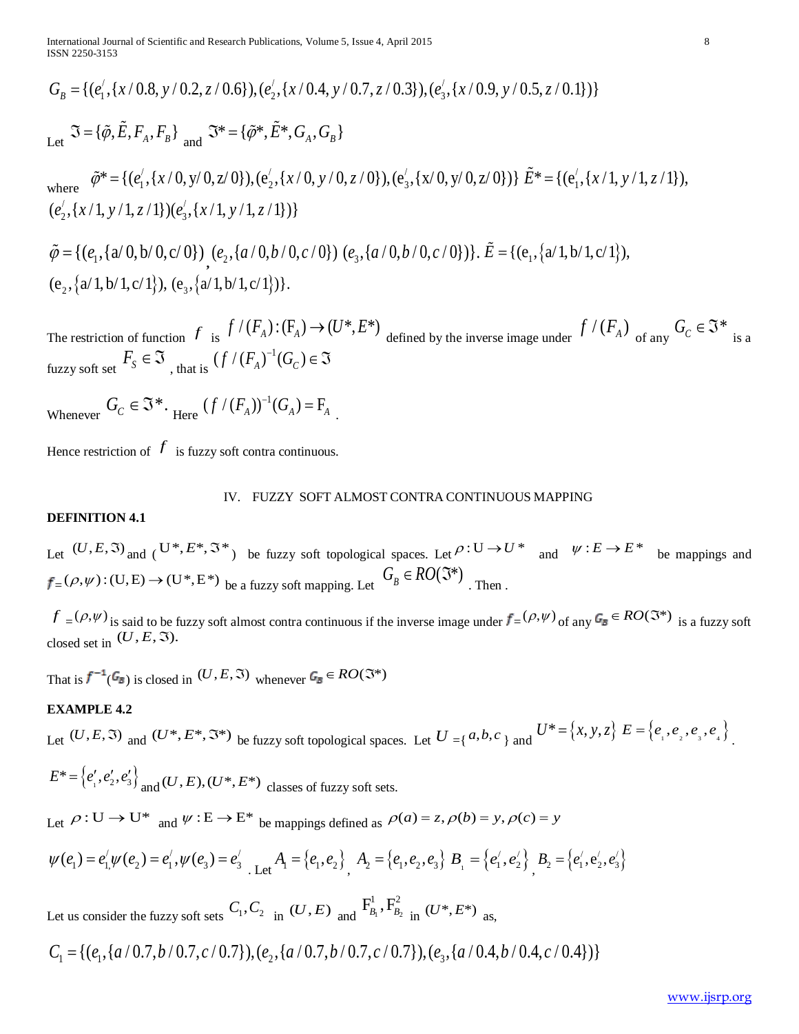$$G_B = \{(e_1^{/},\{x/0.8, y/0.2, z/0.6\}),(e_2^{/},\{x/0.4, y/0.7, z/0.3\}),(e_3^{/},\{x/0.9, y/0.5, z/0.1\})\}$$

Let $\Im = \{\tilde{\varphi}, \tilde{E}, F_A, F_B\}$ and $\Im^* = \{\tilde{\varphi}^*, \tilde{E}^*, G_A, G_B\}$

where $\tilde{\varphi}^* = \{(e_1^{/},\{x/0, y/0, z/0\}),(e_2^{/},\{x/0, y/0, z/0\}),(e_3^{/},\{x/0, y/0, z/0\})\}$ $\tilde{E}^* = \{(e_1^{/},\{x/1, y/1, z/1\}),$ $(e_2^{/},\{x/1, y/1, z/1\})(e_3^{/},\{x/1, y/1, z/1\})\}$

$\tilde{\varphi} = \{(e_1,\{a/0, b/0, c/0\}),(e_2,\{a/0, b/0, c/0\})\ (e_3,\{a/0, b/0, c/0\})\}$. $\tilde{E} = \{(e_1,\{a/1, b/1, c/1\}),$ $(e_2,\{a/1, b/1, c/1\}),\ (e_3,\{a/1, b/1, c/1\})\}$.

The restriction of function $f$ is $f/(F_A):(F_A) \to (U^*, E^*)$ defined by the inverse image under $f/(F_A)$ of any $G_C \in \Im^*$ is a fuzzy soft set $F_S \in \Im$, that is $(f/(F_A)^{-1}(G_C) \in \Im$

Whenever $G_C \in \Im^*$. Here $(f/(F_A))^{-1}(G_A) = F_A$.

Hence restriction of $f$ is fuzzy soft contra continuous.

## IV. FUZZY SOFT ALMOST CONTRA CONTINUOUS MAPPING

**DEFINITION 4.1**

Let $(U, E, \Im)$ and $(U^*, E^*, \Im^*)$ be fuzzy soft topological spaces. Let $\rho: U \to U^*$ and $\psi: E \to E^*$ be mappings and $f = (\rho, \psi):(U, E) \to (U^*, E^*)$ be a fuzzy soft mapping. Let $G_B \in RO(\Im^*)$. Then .

$f = (\rho, \psi)$ is said to be fuzzy soft almost contra continuous if the inverse image under $f = (\rho, \psi)$ of any $G_B \in RO(\Im^*)$ is a fuzzy soft closed set in $(U, E, \Im)$.

That is $f^{-1}(G_B)$ is closed in $(U, E, \Im)$ whenever $G_B \in RO(\Im^*)$

**EXAMPLE 4.2**

Let $(U, E, \Im)$ and $(U^*, E^*, \Im^*)$ be fuzzy soft topological spaces. Let $U = \{a, b, c\}$ and $U^* = \{x, y, z\}$ $E = \{e_1, e_2, e_3, e_4\}$.

$E^* = \{e_1', e_2', e_3'\}$ and $(U, E), (U^*, E^*)$ classes of fuzzy soft sets.

Let $\rho: U \to U^*$ and $\psi: E \to E^*$ be mappings defined as $\rho(a) = z, \rho(b) = y, \rho(c) = y$

$\psi(e_1) = e_1^{/}, \psi(e_2) = e_1^{/}, \psi(e_3) = e_3^{/}$. Let $A_1 = \{e_1, e_2\}$, $A_2 = \{e_1, e_2, e_3\}$ $B_1 = \{e_1^{/}, e_2^{/}\}$, $B_2 = \{e_1^{/}, e_2^{/}, e_3^{/}\}$

Let us consider the fuzzy soft sets $C_1, C_2$ in $(U, E)$ and $F^1_{B_1}, F^2_{B_2}$ in $(U^*, E^*)$ as,

$$C_1 = \{(e_1,\{a/0.7, b/0.7, c/0.7\}),(e_2,\{a/0.7, b/0.7, c/0.7\}),(e_3,\{a/0.4, b/0.4, c/0.4\})\}$$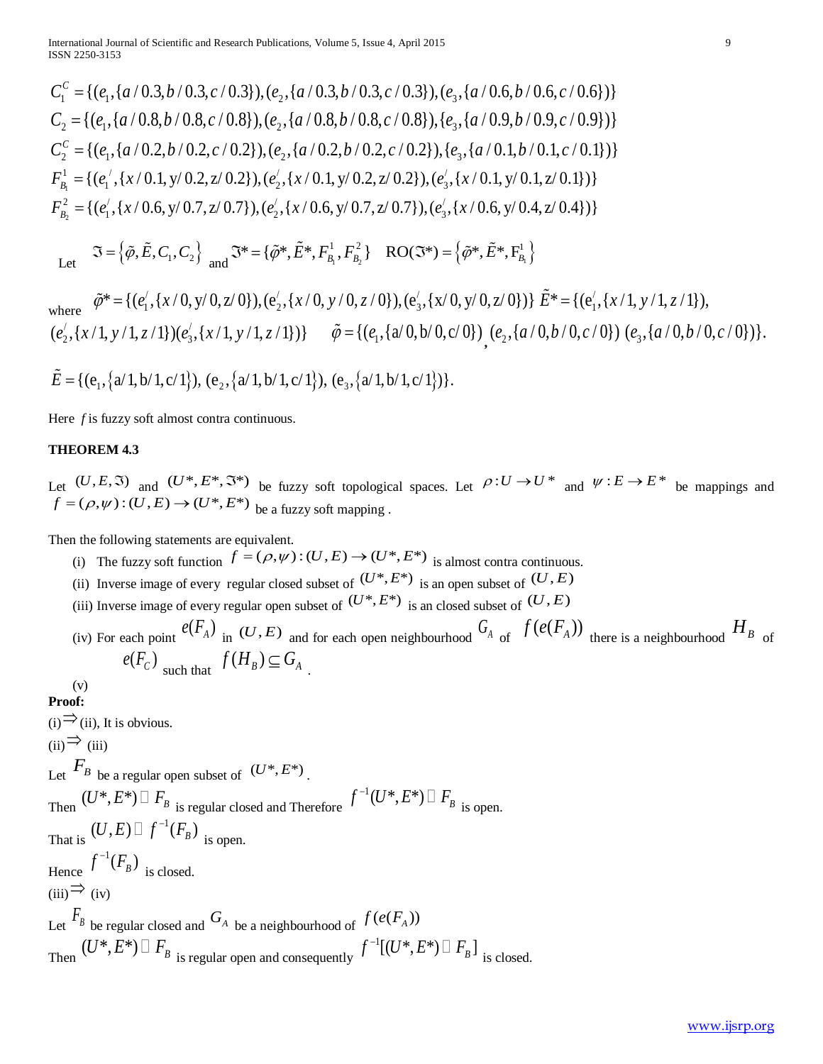$$C_1^C = \{(e_1, \{a/0.3, b/0.3, c/0.3\}), (e_2, \{a/0.3, b/0.3, c/0.3\}), (e_3, \{a/0.6, b/0.6, c/0.6\})\}$$

$$C_2 = \{(e_1, \{a/0.8, b/0.8, c/0.8\}), (e_2, \{a/0.8, b/0.8, c/0.8\}), \{e_3, \{a/0.9, b/0.9, c/0.9\})\}$$

$$C_2^C = \{(e_1, \{a/0.2, b/0.2, c/0.2\}), (e_2, \{a/0.2, b/0.2, c/0.2\}), \{e_3, \{a/0.1, b/0.1, c/0.1\})\}$$

$$F_{B_1}^1 = \{(e_1^{/}, \{x/0.1, y/0.2, z/0.2\}), (e_2^{/}, \{x/0.1, y/0.2, z/0.2\}), (e_3^{/}, \{x/0.1, y/0.1, z/0.1\})\}$$

$$F_{B_2}^2 = \{(e_1^{/}, \{x/0.6, y/0.7, z/0.7\}), (e_2^{/}, \{x/0.6, y/0.7, z/0.7\}), (e_3^{/}, \{x/0.6, y/0.4, z/0.4\})\}$$

Let $\Im = \{\tilde{\varphi}, \tilde{E}, C_1, C_2\}$ and $\Im^* = \{\tilde{\varphi}^*, \tilde{E}^*, F_{B_1}^1, F_{B_2}^2\}$ $\quad RO(\Im^*) = \{\tilde{\varphi}^*, \tilde{E}^*, F_{B_1}^1\}$

where $\tilde{\varphi}^* = \{(e_1^{/}, \{x/0, y/0, z/0\}), (e_2^{/}, \{x/0, y/0, z/0\}), (e_3^{/}, \{x/0, y/0, z/0\})\}$ $\tilde{E}^* = \{(e_1^{/}, \{x/1, y/1, z/1\}),$ $(e_2^{/}, \{x/1, y/1, z/1\})(e_3^{/}, \{x/1, y/1, z/1\})\}$ $\quad \tilde{\varphi} = \{(e_1, \{a/0, b/0, c/0\}), (e_2, \{a/0, b/0, c/0\})\ (e_3, \{a/0, b/0, c/0\})\}$.

$\tilde{E} = \{(e_1, \{a/1, b/1, c/1\}), (e_2, \{a/1, b/1, c/1\}), (e_3, \{a/1, b/1, c/1\})\}$.

Here $f$ is fuzzy soft almost contra continuous.

### THEOREM 4.3

Let $(U, E, \Im)$ and $(U^*, E^*, \Im^*)$ be fuzzy soft topological spaces. Let $\rho : U \to U^*$ and $\psi : E \to E^*$ be mappings and $f = (\rho, \psi) : (U, E) \to (U^*, E^*)$ be a fuzzy soft mapping .

Then the following statements are equivalent.

(i) The fuzzy soft function $f = (\rho, \psi) : (U, E) \to (U^*, E^*)$ is almost contra continuous.

(ii) Inverse image of every regular closed subset of $(U^*, E^*)$ is an open subset of $(U, E)$

(iii) Inverse image of every regular open subset of $(U^*, E^*)$ is an closed subset of $(U, E)$

(iv) For each point $e(F_A)$ in $(U, E)$ and for each open neighbourhood $G_A$ of $f(e(F_A))$ there is a neighbourhood $H_B$ of $e(F_C)$ such that $f(H_B) \subseteq G_A$ .

(v)

**Proof:**

(i)$\Rightarrow$(ii), It is obvious.

(ii)$\Rightarrow$ (iii)

Let $F_B$ be a regular open subset of $(U^*, E^*)$.

Then $(U^*, E^*) \square F_B$ is regular closed and Therefore $f^{-1}(U^*, E^*) \square F_B$ is open.

That is $(U, E) \square f^{-1}(F_B)$ is open.

Hence $f^{-1}(F_B)$ is closed.

(iii)$\Rightarrow$ (iv)

Let $F_B$ be regular closed and $G_A$ be a neighbourhood of $f(e(F_A))$

Then $(U^*, E^*) \square F_B$ is regular open and consequently $f^{-1}[(U^*, E^*) \square F_B]$ is closed.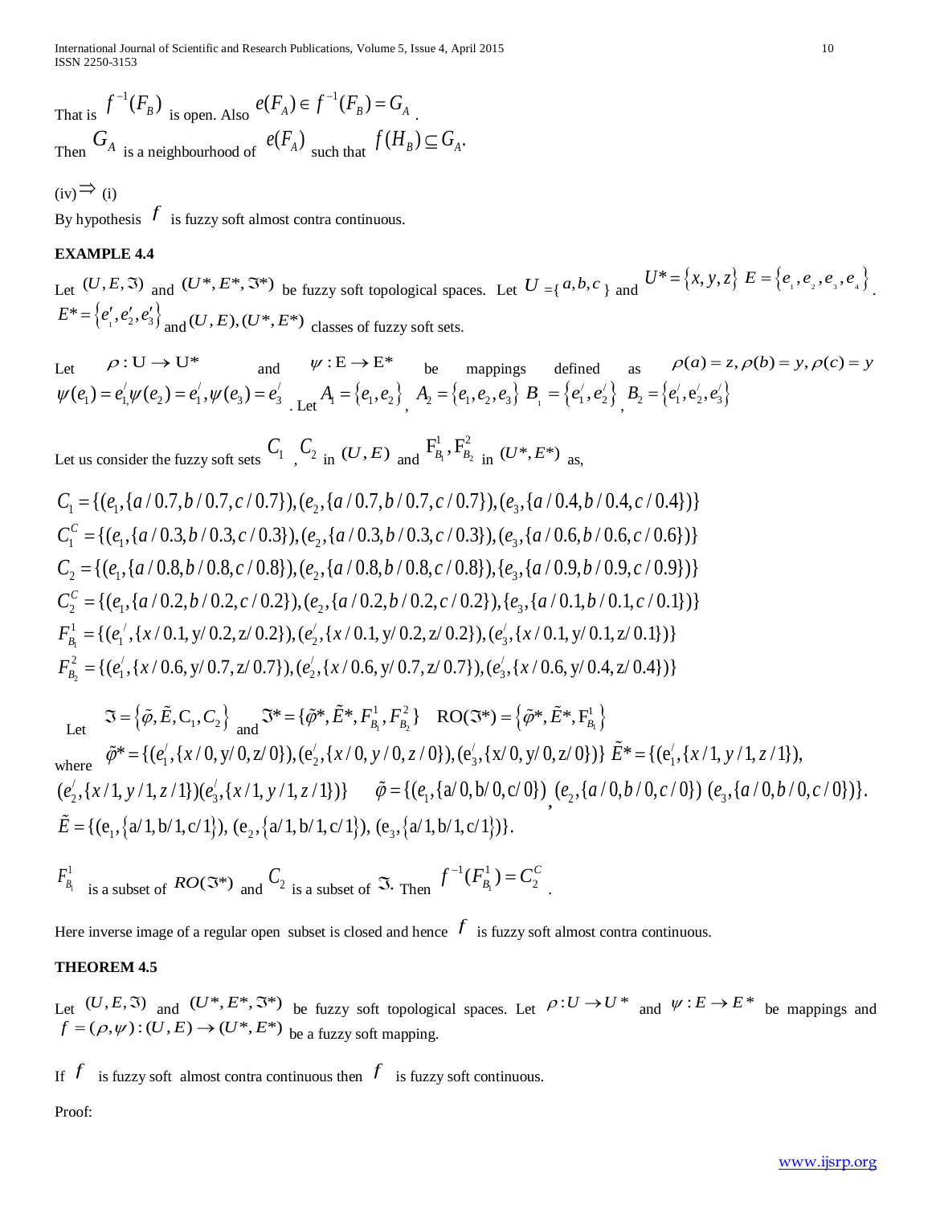That is $f^{-1}(F_B)$ is open. Also $e(F_A) \in f^{-1}(F_B) = G_A$.

Then $G_A$ is a neighbourhood of $e(F_A)$ such that $f(H_B) \subseteq G_A$.

(iv)$\Rightarrow$ (i)

By hypothesis $f$ is fuzzy soft almost contra continuous.

**EXAMPLE 4.4**

Let $(U, E, \Im)$ and $(U^*, E^*, \Im^*)$ be fuzzy soft topological spaces. Let $U = \{a, b, c\}$ and $U^* = \{x, y, z\}$ $E = \{e_1, e_2, e_3, e_4\}$. $E^* = \{e_1', e_2', e_3'\}$ and $(U, E), (U^*, E^*)$ classes of fuzzy soft sets.

Let $\rho : U \to U^*$ and $\psi : E \to E^*$ be mappings defined as $\rho(a) = z, \rho(b) = y, \rho(c) = y$ $\psi(e_1) = e_1', \psi(e_2) = e_1', \psi(e_3) = e_3'$. Let $A_1 = \{e_1, e_2\}$, $A_2 = \{e_1, e_2, e_3\}$ $B_1 = \{e_1', e_2'\}$, $B_2 = \{e_1', e_2', e_3'\}$

Let us consider the fuzzy soft sets $C_1$, $C_2$ in $(U, E)$ and $F_{B_1}^1, F_{B_2}^2$ in $(U^*, E^*)$ as,

$$C_1 = \{(e_1, \{a/0.7, b/0.7, c/0.7\}), (e_2, \{a/0.7, b/0.7, c/0.7\}), (e_3, \{a/0.4, b/0.4, c/0.4\})\}$$

$$C_1^C = \{(e_1, \{a/0.3, b/0.3, c/0.3\}), (e_2, \{a/0.3, b/0.3, c/0.3\}), (e_3, \{a/0.6, b/0.6, c/0.6\})\}$$

$$C_2 = \{(e_1, \{a/0.8, b/0.8, c/0.8\}), (e_2, \{a/0.8, b/0.8, c/0.8\}), \{e_3, \{a/0.9, b/0.9, c/0.9\})\}$$

$$C_2^C = \{(e_1, \{a/0.2, b/0.2, c/0.2\}), (e_2, \{a/0.2, b/0.2, c/0.2\}), \{e_3, \{a/0.1, b/0.1, c/0.1\})\}$$

$$F_{B_1}^1 = \{(e_1', \{x/0.1, y/0.2, z/0.2\}), (e_2', \{x/0.1, y/0.2, z/0.2\}), (e_3', \{x/0.1, y/0.1, z/0.1\})\}$$

$$F_{B_2}^2 = \{(e_1', \{x/0.6, y/0.7, z/0.7\}), (e_2', \{x/0.6, y/0.7, z/0.7\}), (e_3', \{x/0.6, y/0.4, z/0.4\})\}$$

Let $\Im = \{\tilde{\varphi}, \tilde{E}, C_1, C_2\}$ and $\Im^* = \{\tilde{\varphi}^*, \tilde{E}^*, F_{B_1}^1, F_{B_2}^2\}$ $\mathrm{RO}(\Im^*) = \{\tilde{\varphi}^*, \tilde{E}^*, F_{B_1}^1\}$

where $\tilde{\varphi}^* = \{(e_1', \{x/0, y/0, z/0\}), (e_2', \{x/0, y/0, z/0\}), (e_3', \{x/0, y/0, z/0\})\}$ $\tilde{E}^* = \{(e_1', \{x/1, y/1, z/1\}),$ $(e_2', \{x/1, y/1, z/1\})(e_3', \{x/1, y/1, z/1\})\}$ $\tilde{\varphi} = \{(e_1, \{a/0, b/0, c/0\})$, $(e_2, \{a/0, b/0, c/0\})$ $(e_3, \{a/0, b/0, c/0\})\}$. $\tilde{E} = \{(e_1, \{a/1, b/1, c/1\}), (e_2, \{a/1, b/1, c/1\}), (e_3, \{a/1, b/1, c/1\})\}$.

$F_{B_1}^1$ is a subset of $RO(\Im^*)$ and $C_2$ is a subset of $\Im$. Then $f^{-1}(F_{B_1}^1) = C_2^C$.

Here inverse image of a regular open subset is closed and hence $f$ is fuzzy soft almost contra continuous.

**THEOREM 4.5**

Let $(U, E, \Im)$ and $(U^*, E^*, \Im^*)$ be fuzzy soft topological spaces. Let $\rho : U \to U^*$ and $\psi : E \to E^*$ be mappings and $f = (\rho, \psi) : (U, E) \to (U^*, E^*)$ be a fuzzy soft mapping.

If $f$ is fuzzy soft almost contra continuous then $f$ is fuzzy soft continuous.

Proof: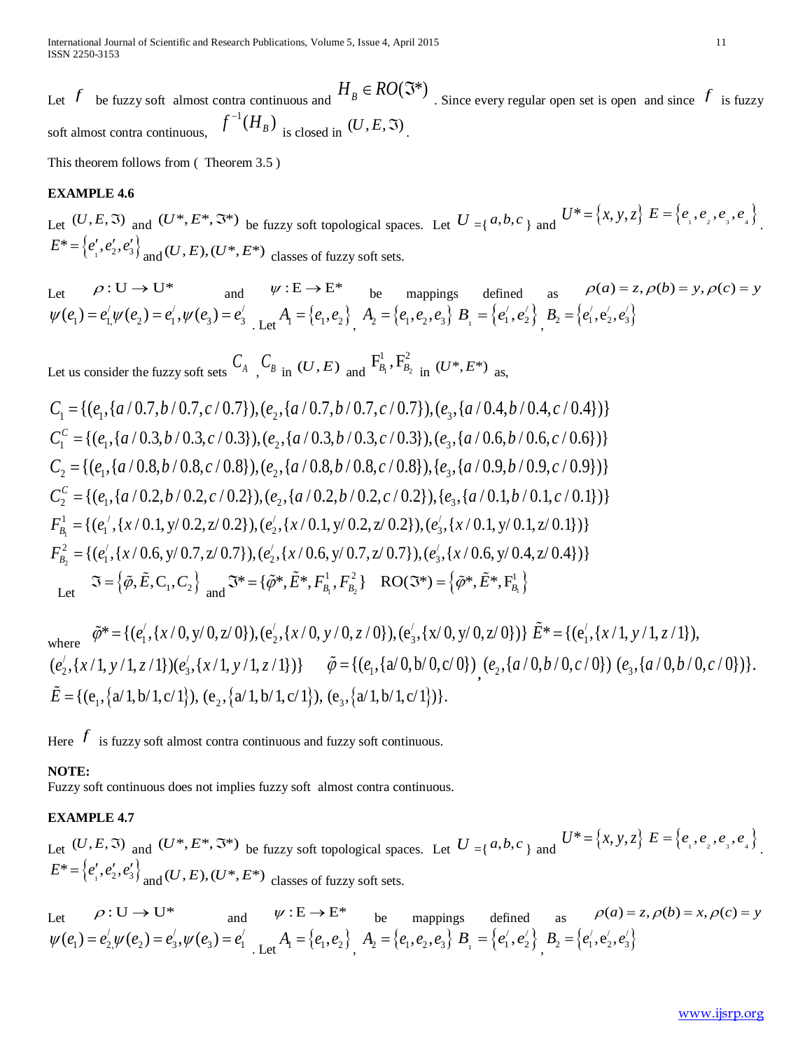Let $f$ be fuzzy soft almost contra continuous and $H_B \in RO(\Im^*)$. Since every regular open set is open and since $f$ is fuzzy soft almost contra continuous, $f^{-1}(H_B)$ is closed in $(U, E, \Im)$.

This theorem follows from ( Theorem 3.5 )

**EXAMPLE 4.6**

Let $(U, E, \Im)$ and $(U^*, E^*, \Im^*)$ be fuzzy soft topological spaces. Let $U = \{a, b, c\}$ and $U^* = \{x, y, z\}$ $E = \{e_1, e_2, e_3, e_4\}$. $E^* = \{e_1', e_2', e_3'\}$ and $(U, E), (U^*, E^*)$ classes of fuzzy soft sets.

Let $\rho : U \to U^*$ and $\psi : E \to E^*$ be mappings defined as $\rho(a) = z, \rho(b) = y, \rho(c) = y$ $\psi(e_1) = e_1', \psi(e_2) = e_1', \psi(e_3) = e_3'$. Let $A_1 = \{e_1, e_2\}$, $A_2 = \{e_1, e_2, e_3\}$ $B_1 = \{e_1', e_2'\}$, $B_2 = \{e_1', e_2', e_3'\}$

Let us consider the fuzzy soft sets $C_A$, $C_B$ in $(U, E)$ and $F_{B_1}^1, F_{B_2}^2$ in $(U^*, E^*)$ as,

$$C_1 = \{(e_1, \{a/0.7, b/0.7, c/0.7\}), (e_2, \{a/0.7, b/0.7, c/0.7\}), (e_3, \{a/0.4, b/0.4, c/0.4\})\}$$
$$C_1^C = \{(e_1, \{a/0.3, b/0.3, c/0.3\}), (e_2, \{a/0.3, b/0.3, c/0.3\}), (e_3, \{a/0.6, b/0.6, c/0.6\})\}$$
$$C_2 = \{(e_1, \{a/0.8, b/0.8, c/0.8\}), (e_2, \{a/0.8, b/0.8, c/0.8\}), \{e_3, \{a/0.9, b/0.9, c/0.9\})\}$$
$$C_2^C = \{(e_1, \{a/0.2, b/0.2, c/0.2\}), (e_2, \{a/0.2, b/0.2, c/0.2\}), \{e_3, \{a/0.1, b/0.1, c/0.1\})\}$$
$$F_{B_1}^1 = \{(e_1', \{x/0.1, y/0.2, z/0.2\}), (e_2', \{x/0.1, y/0.2, z/0.2\}), (e_3', \{x/0.1, y/0.1, z/0.1\})\}$$
$$F_{B_2}^2 = \{(e_1', \{x/0.6, y/0.7, z/0.7\}), (e_2', \{x/0.6, y/0.7, z/0.7\}), (e_3', \{x/0.6, y/0.4, z/0.4\})\}$$

Let $\Im = \{\tilde{\varphi}, \tilde{E}, C_1, C_2\}$ and $\Im^* = \{\tilde{\varphi}^*, \tilde{E}^*, F_{B_1}^1, F_{B_2}^2\}$ $\quad RO(\Im^*) = \{\tilde{\varphi}^*, \tilde{E}^*, F_{B_1}^1\}$

where $\tilde{\varphi}^* = \{(e_1', \{x/0, y/0, z/0\}), (e_2', \{x/0, y/0, z/0\}), (e_3', \{x/0, y/0, z/0\})\}$ $\tilde{E}^* = \{(e_1', \{x/1, y/1, z/1\}), (e_2', \{x/1, y/1, z/1\})(e_3', \{x/1, y/1, z/1\})\}$ $\quad \tilde{\varphi} = \{(e_1, \{a/0, b/0, c/0\}), (e_2, \{a/0, b/0, c/0\})\ (e_3, \{a/0, b/0, c/0\})\}$.
$\tilde{E} = \{(e_1, \{a/1, b/1, c/1\}), (e_2, \{a/1, b/1, c/1\}), (e_3, \{a/1, b/1, c/1\})\}$.

Here $f$ is fuzzy soft almost contra continuous and fuzzy soft continuous.

**NOTE:**
Fuzzy soft continuous does not implies fuzzy soft almost contra continuous.

**EXAMPLE 4.7**

Let $(U, E, \Im)$ and $(U^*, E^*, \Im^*)$ be fuzzy soft topological spaces. Let $U = \{a, b, c\}$ and $U^* = \{x, y, z\}$ $E = \{e_1, e_2, e_3, e_4\}$. $E^* = \{e_1', e_2', e_3'\}$ and $(U, E), (U^*, E^*)$ classes of fuzzy soft sets.

Let $\rho : U \to U^*$ and $\psi : E \to E^*$ be mappings defined as $\rho(a) = z, \rho(b) = x, \rho(c) = y$ $\psi(e_1) = e_2', \psi(e_2) = e_3', \psi(e_3) = e_1'$. Let $A_1 = \{e_1, e_2\}$, $A_2 = \{e_1, e_2, e_3\}$ $B_1 = \{e_1', e_2'\}$, $B_2 = \{e_1', e_2', e_3'\}$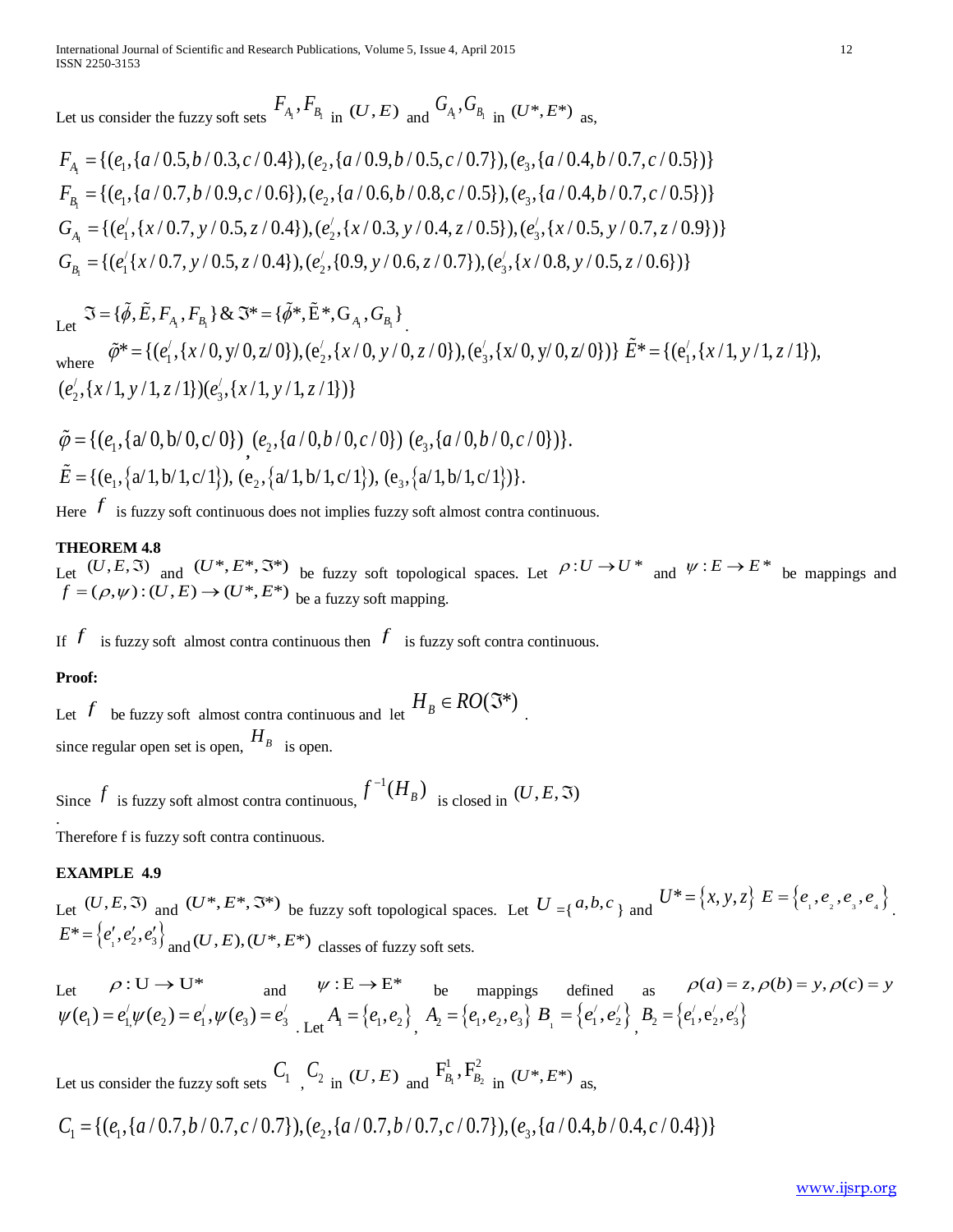Let us consider the fuzzy soft sets $F_{A_1}, F_{B_1}$ in $(U, E)$ and $G_{A_1}, G_{B_1}$ in $(U^*, E^*)$ as,

$$F_{A_1} = \{(e_1, \{a/0.5, b/0.3, c/0.4\}), (e_2, \{a/0.9, b/0.5, c/0.7\}), (e_3, \{a/0.4, b/0.7, c/0.5\})\}$$
$$F_{B_1} = \{(e_1, \{a/0.7, b/0.9, c/0.6\}), (e_2, \{a/0.6, b/0.8, c/0.5\}), (e_3, \{a/0.4, b/0.7, c/0.5\})\}$$
$$G_{A_1} = \{(e_1^/, \{x/0.7, y/0.5, z/0.4\}), (e_2^/, \{x/0.3, y/0.4, z/0.5\}), (e_3^/, \{x/0.5, y/0.7, z/0.9\})\}$$
$$G_{B_1} = \{(e_1^/ \{x/0.7, y/0.5, z/0.4\}), (e_2^/, \{0.9, y/0.6, z/0.7\}), (e_3^/, \{x/0.8, y/0.5, z/0.6\})\}$$

Let $\Im = \{\tilde{\phi}, \tilde{E}, F_{A_1}, F_{B_1}\} \,\&\, \Im^* = \{\tilde{\phi}^*, \tilde{E}^*, G_{A_1}, G_{B_1}\}$.

where $\tilde{\varphi}^* = \{(e_1^/, \{x/0, y/0, z/0\}), (e_2^/, \{x/0, y/0, z/0\}), (e_3^/, \{x/0, y/0, z/0\})\}$ $\tilde{E}^* = \{(e_1^/, \{x/1, y/1, z/1\}), (e_2^/, \{x/1, y/1, z/1\})(e_3^/, \{x/1, y/1, z/1\})\}$

$$\tilde{\varphi} = \{(e_1, \{a/0, b/0, c/0\}), (e_2, \{a/0, b/0, c/0\})\ (e_3, \{a/0, b/0, c/0\})\}.$$
$$\tilde{E} = \{(e_1, \{a/1, b/1, c/1\}), (e_2, \{a/1, b/1, c/1\}), (e_3, \{a/1, b/1, c/1\})\}.$$

Here $f$ is fuzzy soft continuous does not implies fuzzy soft almost contra continuous.

**THEOREM 4.8**

Let $(U, E, \Im)$ and $(U^*, E^*, \Im^*)$ be fuzzy soft topological spaces. Let $\rho : U \to U^*$ and $\psi : E \to E^*$ be mappings and $f = (\rho, \psi) : (U, E) \to (U^*, E^*)$ be a fuzzy soft mapping.

If $f$ is fuzzy soft almost contra continuous then $f$ is fuzzy soft contra continuous.

**Proof:**

Let $f$ be fuzzy soft almost contra continuous and let $H_B \in RO(\Im^*)$.

since regular open set is open, $H_B$ is open.

Since $f$ is fuzzy soft almost contra continuous, $f^{-1}(H_B)$ is closed in $(U, E, \Im)$

.

Therefore f is fuzzy soft contra continuous.

**EXAMPLE 4.9**

Let $(U, E, \Im)$ and $(U^*, E^*, \Im^*)$ be fuzzy soft topological spaces. Let $U = \{a, b, c\}$ and $U^* = \{x, y, z\}$ $E = \{e_1, e_2, e_3, e_4\}$. $E^* = \{e_1', e_2', e_3'\}$ and $(U, E), (U^*, E^*)$ classes of fuzzy soft sets.

Let $\rho : U \to U^*$ and $\psi : E \to E^*$ be mappings defined as $\rho(a) = z, \rho(b) = y, \rho(c) = y$ $\psi(e_1) = e_1^/, \psi(e_2) = e_1^/, \psi(e_3) = e_3^/$. Let $A_1 = \{e_1, e_2\}$, $A_2 = \{e_1, e_2, e_3\}$ $B_1 = \{e_1^/, e_2^/\}$, $B_2 = \{e_1^/, e_2^/, e_3^/\}$

Let us consider the fuzzy soft sets $C_1$, $C_2$ in $(U, E)$ and $F_{B_1}^1, F_{B_2}^2$ in $(U^*, E^*)$ as,

$$C_1 = \{(e_1, \{a/0.7, b/0.7, c/0.7\}), (e_2, \{a/0.7, b/0.7, c/0.7\}), (e_3, \{a/0.4, b/0.4, c/0.4\})\}$$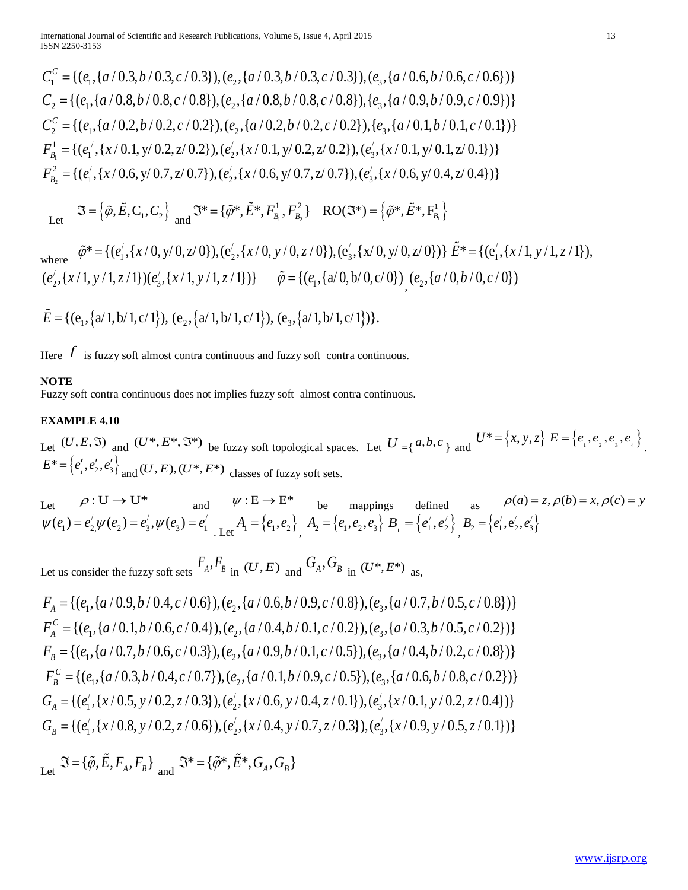$$C_1^C = \{(e_1, \{a/0.3, b/0.3, c/0.3\}), (e_2, \{a/0.3, b/0.3, c/0.3\}), (e_3, \{a/0.6, b/0.6, c/0.6\})\}$$

$$C_2 = \{(e_1, \{a/0.8, b/0.8, c/0.8\}), (e_2, \{a/0.8, b/0.8, c/0.8\}), \{e_3, \{a/0.9, b/0.9, c/0.9\})\}$$

$$C_2^C = \{(e_1, \{a/0.2, b/0.2, c/0.2\}), (e_2, \{a/0.2, b/0.2, c/0.2\}), \{e_3, \{a/0.1, b/0.1, c/0.1\})\}$$

$$F_{B_1}^1 = \{(e_1^{/}, \{x/0.1, y/0.2, z/0.2\}), (e_2^{/}, \{x/0.1, y/0.2, z/0.2\}), (e_3^{/}, \{x/0.1, y/0.1, z/0.1\})\}$$

$$F_{B_2}^2 = \{(e_1^{/}, \{x/0.6, y/0.7, z/0.7\}), (e_2^{/}, \{x/0.6, y/0.7, z/0.7\}), (e_3^{/}, \{x/0.6, y/0.4, z/0.4\})\}$$

Let $\Im = \{\tilde{\varphi}, \tilde{E}, C_1, C_2\}$ and $\Im^* = \{\tilde{\varphi}^*, \tilde{E}^*, F_{B_1}^1, F_{B_2}^2\}$ $\quad RO(\Im^*) = \{\tilde{\varphi}^*, \tilde{E}^*, F_{B_1}^1\}$

where $\tilde{\varphi}^* = \{(e_1^{/}, \{x/0, y/0, z/0\}), (e_2^{/}, \{x/0, y/0, z/0\}), (e_3^{/}, \{x/0, y/0, z/0\})\}$ $\tilde{E}^* = \{(e_1^{/}, \{x/1, y/1, z/1\}),$ $(e_2^{/}, \{x/1, y/1, z/1\})(e_3^{/}, \{x/1, y/1, z/1\})\}$ $\quad \tilde{\varphi} = \{(e_1, \{a/0, b/0, c/0\})$, $(e_2, \{a/0, b/0, c/0\})$

$\tilde{E} = \{(e_1, \{a/1, b/1, c/1\}), (e_2, \{a/1, b/1, c/1\}), (e_3, \{a/1, b/1, c/1\})\}$.

Here $f$ is fuzzy soft almost contra continuous and fuzzy soft contra continuous.

**NOTE**

Fuzzy soft contra continuous does not implies fuzzy soft almost contra continuous.

**EXAMPLE 4.10**

Let $(U, E, \Im)$ and $(U^*, E^*, \Im^*)$ be fuzzy soft topological spaces. Let $U = \{a, b, c\}$ and $U^* = \{x, y, z\}$ $E = \{e_1, e_2, e_3, e_4\}$. $E^* = \{e_1', e_2', e_3'\}$ and $(U, E), (U^*, E^*)$ classes of fuzzy soft sets.

Let $\rho : U \to U^*$ and $\psi : E \to E^*$ be mappings defined as $\rho(a) = z, \rho(b) = x, \rho(c) = y$ $\psi(e_1) = e_2^{/}, \psi(e_2) = e_3^{/}, \psi(e_3) = e_1^{/}$. Let $A_1 = \{e_1, e_2\}$, $A_2 = \{e_1, e_2, e_3\}$ $B_1 = \{e_1^{/}, e_2^{/}\}$, $B_2 = \{e_1^{/}, e_2^{/}, e_3^{/}\}$

Let us consider the fuzzy soft sets $F_A, F_B$ in $(U, E)$ and $G_A, G_B$ in $(U^*, E^*)$ as,

$$F_A = \{(e_1, \{a/0.9, b/0.4, c/0.6\}), (e_2, \{a/0.6, b/0.9, c/0.8\}), (e_3, \{a/0.7, b/0.5, c/0.8\})\}$$

$$F_A^C = \{(e_1, \{a/0.1, b/0.6, c/0.4\}), (e_2, \{a/0.4, b/0.1, c/0.2\}), (e_3, \{a/0.3, b/0.5, c/0.2\})\}$$

$$F_B = \{(e_1, \{a/0.7, b/0.6, c/0.3\}), (e_2, \{a/0.9, b/0.1, c/0.5\}), (e_3, \{a/0.4, b/0.2, c/0.8\})\}$$

$$F_B^C = \{(e_1, \{a/0.3, b/0.4, c/0.7\}), (e_2, \{a/0.1, b/0.9, c/0.5\}), (e_3, \{a/0.6, b/0.8, c/0.2\})\}$$

$$G_A = \{(e_1^{/}, \{x/0.5, y/0.2, z/0.3\}), (e_2^{/}, \{x/0.6, y/0.4, z/0.1\}), (e_3^{/}, \{x/0.1, y/0.2, z/0.4\})\}$$

$$G_B = \{(e_1^{/}, \{x/0.8, y/0.2, z/0.6\}), (e_2^{/}, \{x/0.4, y/0.7, z/0.3\}), (e_3^{/}, \{x/0.9, y/0.5, z/0.1\})\}$$

Let $\Im = \{\tilde{\varphi}, \tilde{E}, F_A, F_B\}$ and $\Im^* = \{\tilde{\varphi}^*, \tilde{E}^*, G_A, G_B\}$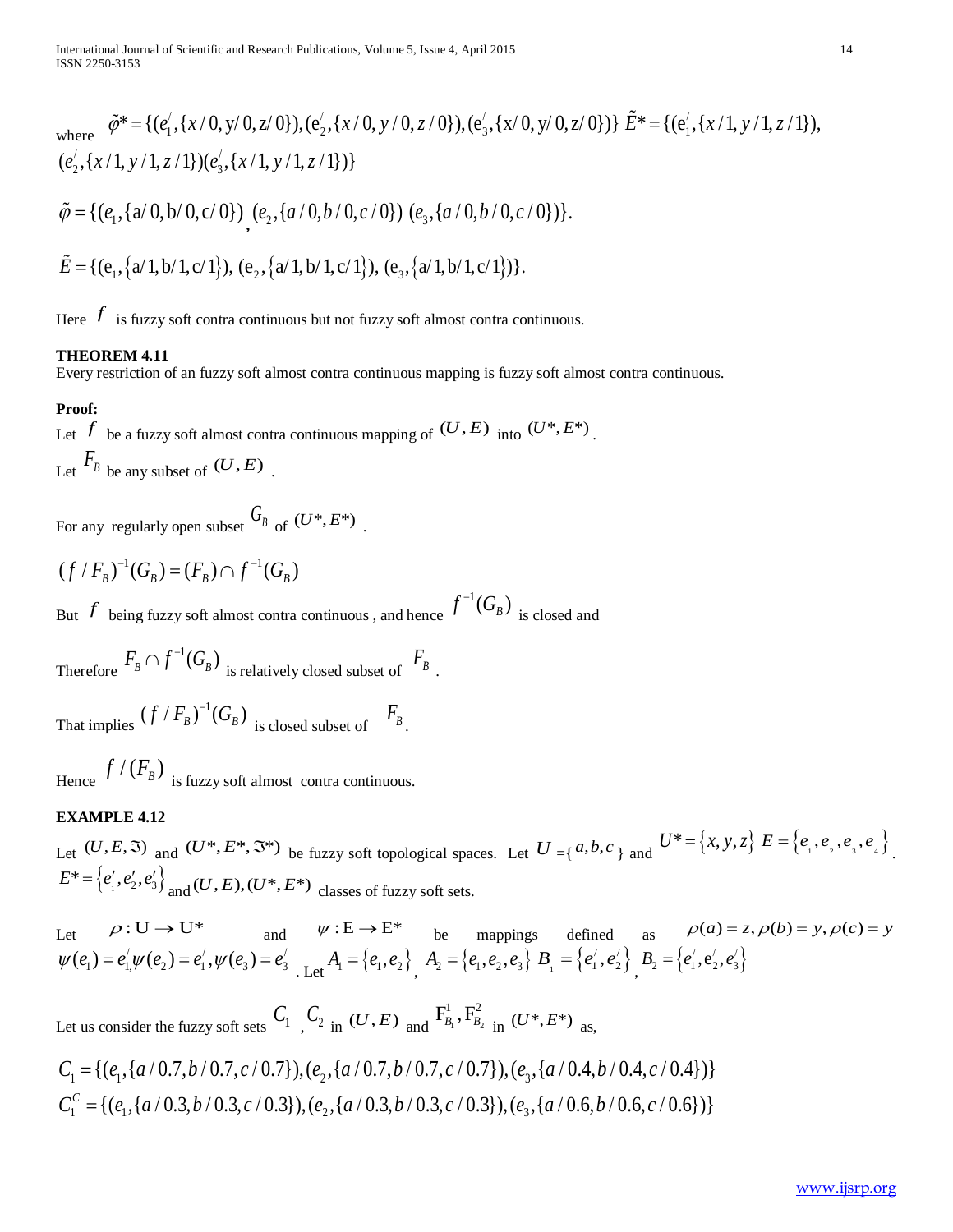where $\tilde{\varphi}^* = \{(e_1^/, \{x/0, y/0, z/0\}), (e_2^/, \{x/0, y/0, z/0\}), (e_3^/, \{x/0, y/0, z/0\})\}$ $\tilde{E}^* = \{(e_1^/, \{x/1, y/1, z/1\}),$
$(e_2^/, \{x/1, y/1, z/1\})(e_3^/, \{x/1, y/1, z/1\})\}$

$$\tilde{\varphi} = \{(e_1, \{a/0, b/0, c/0\})_, (e_2, \{a/0, b/0, c/0\})\ (e_3, \{a/0, b/0, c/0\})\}.$$

$$\tilde{E} = \{(e_1, \{a/1, b/1, c/1\}), (e_2, \{a/1, b/1, c/1\}), (e_3, \{a/1, b/1, c/1\})\}.$$

Here $f$ is fuzzy soft contra continuous but not fuzzy soft almost contra continuous.

**THEOREM 4.11**
Every restriction of an fuzzy soft almost contra continuous mapping is fuzzy soft almost contra continuous.

**Proof:**
Let $f$ be a fuzzy soft almost contra continuous mapping of $(U, E)$ into $(U^*, E^*)$.
Let $F_B$ be any subset of $(U, E)$.

For any regularly open subset $G_B$ of $(U^*, E^*)$.

$$(f / F_B)^{-1}(G_B) = (F_B) \cap f^{-1}(G_B)$$

But $f$ being fuzzy soft almost contra continuous , and hence $f^{-1}(G_B)$ is closed and

Therefore $F_B \cap f^{-1}(G_B)$ is relatively closed subset of $F_B$.

That implies $(f / F_B)^{-1}(G_B)$ is closed subset of $F_B$.

Hence $f / (F_B)$ is fuzzy soft almost contra continuous.

**EXAMPLE 4.12**
Let $(U, E, \Im)$ and $(U^*, E^*, \Im^*)$ be fuzzy soft topological spaces. Let $U = \{a, b, c\}$ and $U^* = \{x, y, z\}$ $E = \{e_1, e_2, e_3, e_4\}$. $E^* = \{e_1', e_2', e_3'\}$ and $(U, E), (U^*, E^*)$ classes of fuzzy soft sets.

Let $\rho: U \rightarrow U^*$ and $\psi: E \rightarrow E^*$ be mappings defined as $\rho(a) = z, \rho(b) = y, \rho(c) = y$ $\psi(e_1) = e_1^/ \psi(e_2) = e_1^/, \psi(e_3) = e_3^/$. Let $A_1 = \{e_1, e_2\}$, $A_2 = \{e_1, e_2, e_3\}$ $B_1 = \{e_1^/, e_2^/\}$, $B_2 = \{e_1^/, e_2^/, e_3^/\}$

Let us consider the fuzzy soft sets $C_1$, $C_2$ in $(U, E)$ and $F_{B_1}^1, F_{B_2}^2$ in $(U^*, E^*)$ as,

$$C_1 = \{(e_1, \{a/0.7, b/0.7, c/0.7\}), (e_2, \{a/0.7, b/0.7, c/0.7\}), (e_3, \{a/0.4, b/0.4, c/0.4\})\}$$
$$C_1^C = \{(e_1, \{a/0.3, b/0.3, c/0.3\}), (e_2, \{a/0.3, b/0.3, c/0.3\}), (e_3, \{a/0.6, b/0.6, c/0.6\})\}$$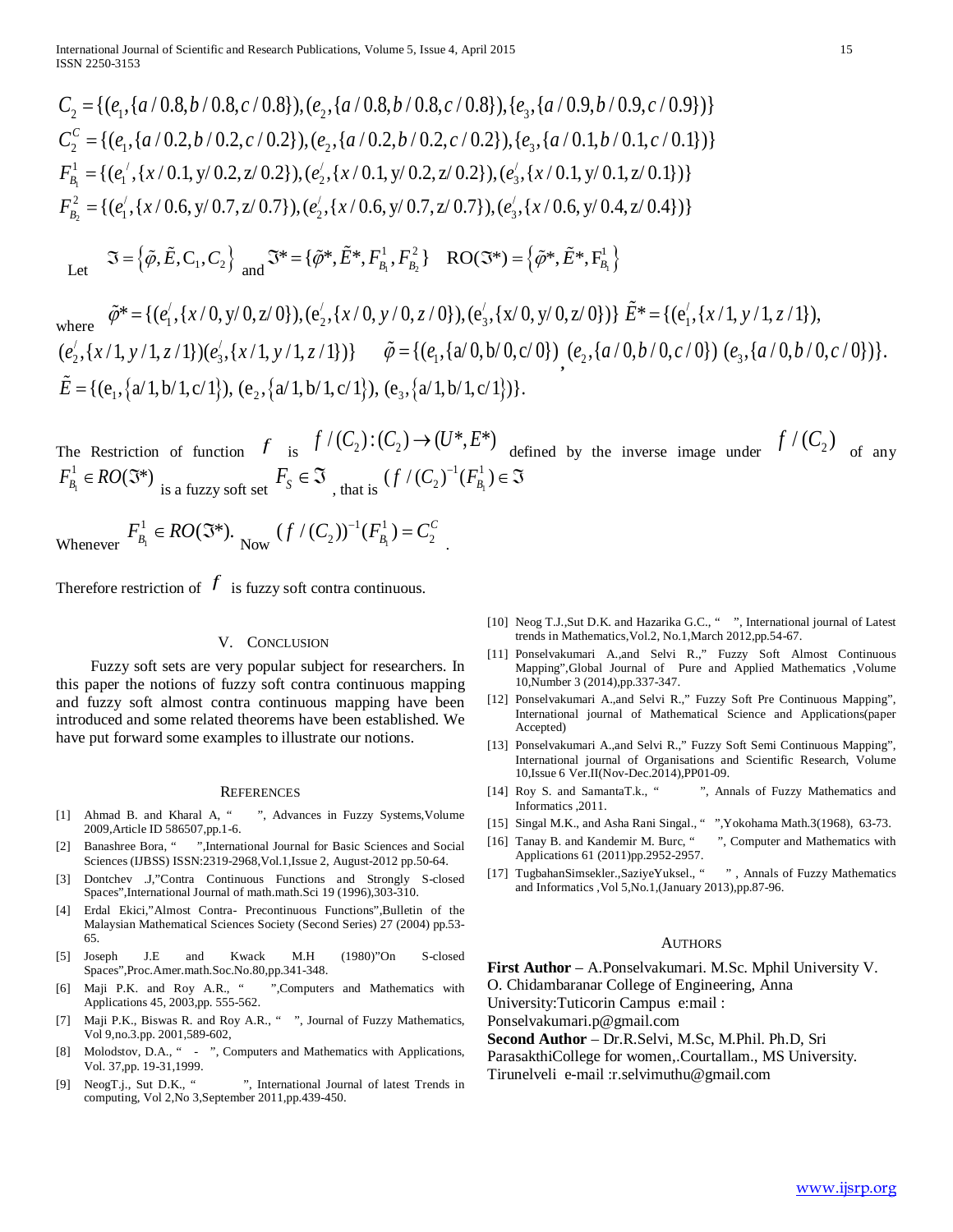$$C_2 = \{(e_1,\{a/0.8,b/0.8,c/0.8\}),(e_2,\{a/0.8,b/0.8,c/0.8\}),\{e_3,\{a/0.9,b/0.9,c/0.9\})\}$$

$$C_2^C = \{(e_1,\{a/0.2,b/0.2,c/0.2\}),(e_2,\{a/0.2,b/0.2,c/0.2\}),\{e_3,\{a/0.1,b/0.1,c/0.1\})\}$$

$$F_{B_1}^1 = \{(e_1^/,\{x/0.1,y/0.2,z/0.2\}),(e_2^/,\{x/0.1,y/0.2,z/0.2\}),(e_3^/,\{x/0.1,y/0.1,z/0.1\})\}$$

$$F_{B_2}^2 = \{(e_1^/,\{x/0.6,y/0.7,z/0.7\}),(e_2^/,\{x/0.6,y/0.7,z/0.7\}),(e_3^/,\{x/0.6,y/0.4,z/0.4\})\}$$

Let $\Im = \{\tilde{\varphi},\tilde{E},C_1,C_2\}$ and $\Im^* = \{\tilde{\varphi}^*,\tilde{E}^*,F_{B_1}^1,F_{B_2}^2\}$ $\quad RO(\Im^*) = \{\tilde{\varphi}^*,\tilde{E}^*,F_{B_1}^1\}$

where $\tilde{\varphi}^* = \{(e_1^/,\{x/0,y/0,z/0\}),(e_2^/,\{x/0,y/0,z/0\}),(e_3^/,\{x/0,y/0,z/0\})\}$ $\tilde{E}^* = \{(e_1^/,\{x/1,y/1,z/1\}),$ $(e_2^/,\{x/1,y/1,z/1\})(e_3^/,\{x/1,y/1,z/1\})\}$ $\quad \tilde{\varphi} = \{(e_1,\{a/0,b/0,c/0\}),(e_2,\{a/0,b/0,c/0\})\ (e_3,\{a/0,b/0,c/0\})\}.$ $\tilde{E} = \{(e_1,\{a/1,b/1,c/1\}),\ (e_2,\{a/1,b/1,c/1\}),\ (e_3,\{a/1,b/1,c/1\})\}.$

The Restriction of function $f$ is $f/(C_2):(C_2)\to(U^*,E^*)$ defined by the inverse image under $f/(C_2)$ of any $F_{B_1}^1 \in RO(\Im^*)$ is a fuzzy soft set $F_S \in \Im$, that is $(f/(C_2)^{-1}(F_{B_1}^1) \in \Im$

Whenever $F_{B_1}^1 \in RO(\Im^*)$. Now $(f/(C_2))^{-1}(F_{B_1}^1) = C_2^C$ .

Therefore restriction of $f$ is fuzzy soft contra continuous.

## V. Conclusion

Fuzzy soft sets are very popular subject for researchers. In this paper the notions of fuzzy soft contra continuous mapping and fuzzy soft almost contra continuous mapping have been introduced and some related theorems have been established. We have put forward some examples to illustrate our notions.

## References

[1] Ahmad B. and Kharal A, " ", Advances in Fuzzy Systems,Volume 2009,Article ID 586507,pp.1-6.

[2] Banashree Bora, " ",International Journal for Basic Sciences and Social Sciences (IJBSS) ISSN:2319-2968,Vol.1,Issue 2, August-2012 pp.50-64.

[3] Dontchev .J,"Contra Continuous Functions and Strongly S-closed Spaces",International Journal of math.math.Sci 19 (1996),303-310.

[4] Erdal Ekici,"Almost Contra- Precontinuous Functions",Bulletin of the Malaysian Mathematical Sciences Society (Second Series) 27 (2004) pp.53-65.

[5] Joseph J.E and Kwack M.H (1980)"On S-closed Spaces",Proc.Amer.math.Soc.No.80,pp.341-348.

[6] Maji P.K. and Roy A.R., " ",Computers and Mathematics with Applications 45, 2003,pp. 555-562.

[7] Maji P.K., Biswas R. and Roy A.R., " ", Journal of Fuzzy Mathematics, Vol 9,no.3.pp. 2001,589-602,

[8] Molodstov, D.A., " - ", Computers and Mathematics with Applications, Vol. 37,pp. 19-31,1999.

[9] NeogT.j., Sut D.K., " ", International Journal of latest Trends in computing, Vol 2,No 3,September 2011,pp.439-450.

[10] Neog T.J.,Sut D.K. and Hazarika G.C., " ", International journal of Latest trends in Mathematics,Vol.2, No.1,March 2012,pp.54-67.

[11] Ponselvakumari A.,and Selvi R.," Fuzzy Soft Almost Continuous Mapping",Global Journal of Pure and Applied Mathematics ,Volume 10,Number 3 (2014),pp.337-347.

[12] Ponselvakumari A.,and Selvi R.," Fuzzy Soft Pre Continuous Mapping", International journal of Mathematical Science and Applications(paper Accepted)

[13] Ponselvakumari A.,and Selvi R.," Fuzzy Soft Semi Continuous Mapping", International journal of Organisations and Scientific Research, Volume 10,Issue 6 Ver.II(Nov-Dec.2014),PP01-09.

[14] Roy S. and SamantaT.k., " ", Annals of Fuzzy Mathematics and Informatics ,2011.

[15] Singal M.K., and Asha Rani Singal., " ",Yokohama Math.3(1968), 63-73.

[16] Tanay B. and Kandemir M. Burc, " ", Computer and Mathematics with Applications 61 (2011)pp.2952-2957.

[17] TugbahanSimsekler.,SaziyeYuksel., " " , Annals of Fuzzy Mathematics and Informatics ,Vol 5,No.1,(January 2013),pp.87-96.

## Authors

**First Author** – A.Ponselvakumari. M.Sc. Mphil University V. O. Chidambaranar College of Engineering, Anna University:Tuticorin Campus e:mail : Ponselvakumari.p@gmail.com

**Second Author** – Dr.R.Selvi, M.Sc, M.Phil. Ph.D, Sri ParasakthiCollege for women,.Courtallam., MS University. Tirunelveli e-mail :r.selvimuthu@gmail.com